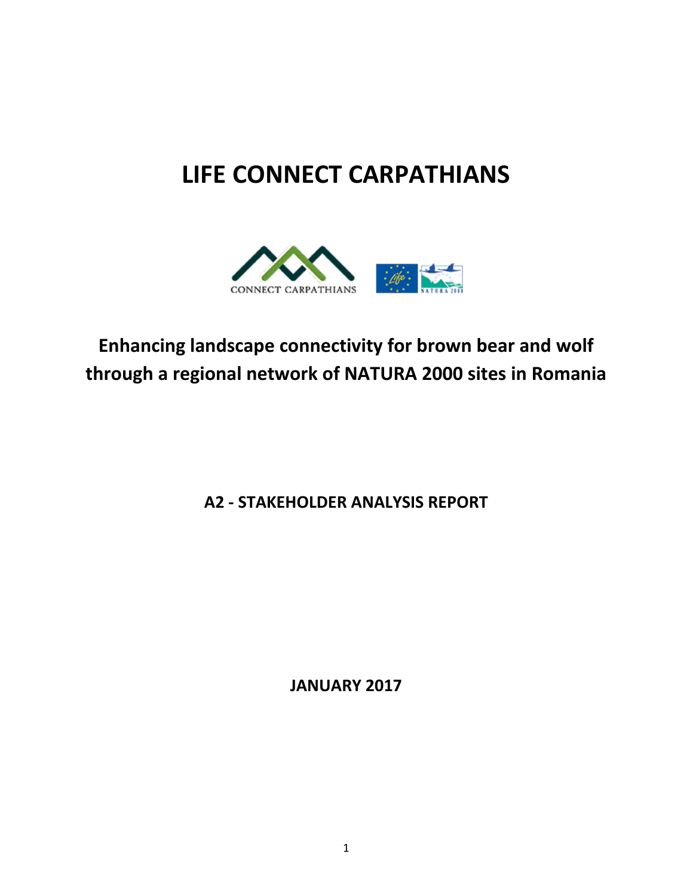# LIFE CONNECT CARPATHIANS

CONNECT CARPATHIANS

## Enhancing landscape connectivity for brown bear and wolf through a regional network of NATURA 2000 sites in Romania

### A2 - STAKEHOLDER ANALYSIS REPORT

**JANUARY 2017**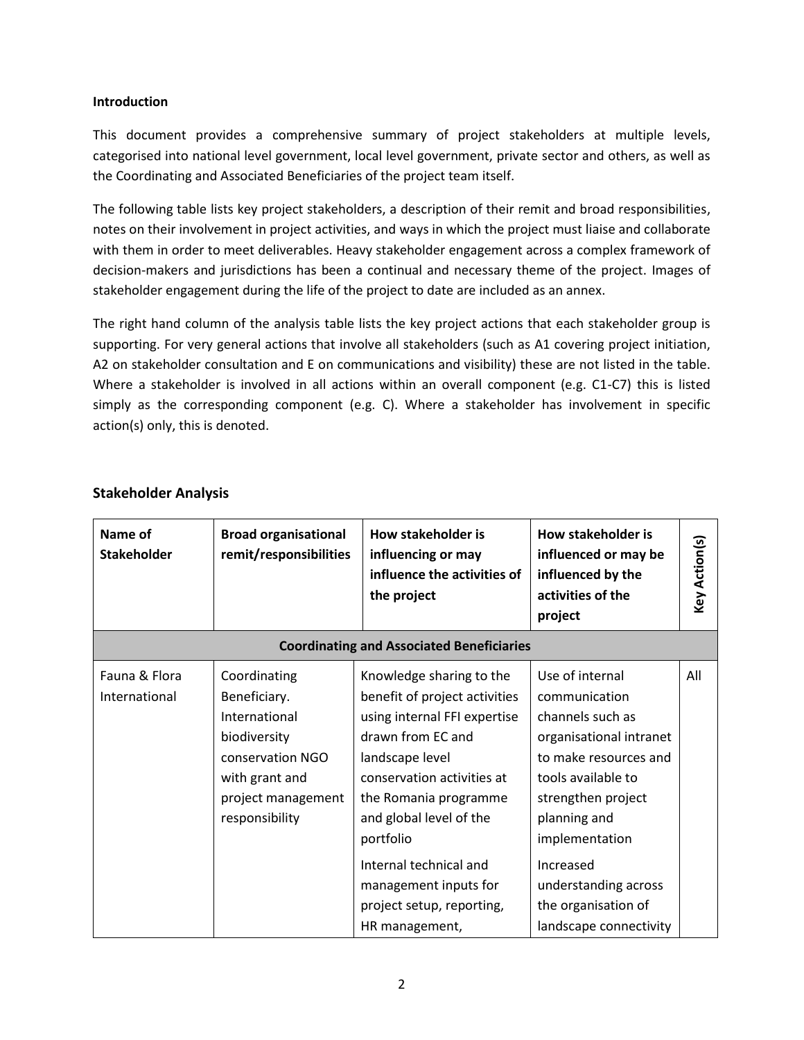**Introduction**

This document provides a comprehensive summary of project stakeholders at multiple levels, categorised into national level government, local level government, private sector and others, as well as the Coordinating and Associated Beneficiaries of the project team itself.

The following table lists key project stakeholders, a description of their remit and broad responsibilities, notes on their involvement in project activities, and ways in which the project must liaise and collaborate with them in order to meet deliverables. Heavy stakeholder engagement across a complex framework of decision-makers and jurisdictions has been a continual and necessary theme of the project. Images of stakeholder engagement during the life of the project to date are included as an annex.

The right hand column of the analysis table lists the key project actions that each stakeholder group is supporting. For very general actions that involve all stakeholders (such as A1 covering project initiation, A2 on stakeholder consultation and E on communications and visibility) these are not listed in the table. Where a stakeholder is involved in all actions within an overall component (e.g. C1-C7) this is listed simply as the corresponding component (e.g. C). Where a stakeholder has involvement in specific action(s) only, this is denoted.

## Stakeholder Analysis

| Name of Stakeholder | Broad organisational remit/responsibilities | How stakeholder is influencing or may influence the activities of the project | How stakeholder is influenced or may be influenced by the activities of the project | Key Action(s) |
|---|---|---|---|---|
| **Coordinating and Associated Beneficiaries** | | | | |
| Fauna & Flora International | Coordinating Beneficiary. International biodiversity conservation NGO with grant and project management responsibility | Knowledge sharing to the benefit of project activities using internal FFI expertise drawn from EC and landscape level conservation activities at the Romania programme and global level of the portfolio<br><br>Internal technical and management inputs for project setup, reporting, HR management, | Use of internal communication channels such as organisational intranet to make resources and tools available to strengthen project planning and implementation<br><br>Increased understanding across the organisation of landscape connectivity | All |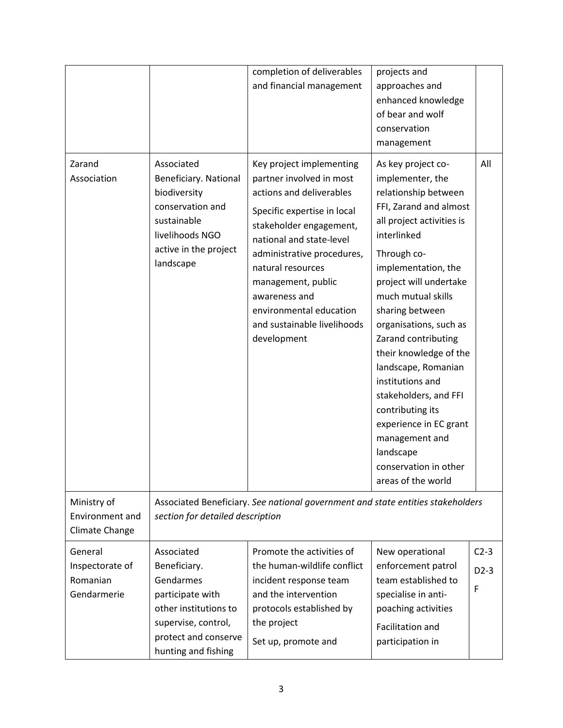| | | completion of deliverables and financial management | projects and approaches and enhanced knowledge of bear and wolf conservation management | |
|---|---|---|---|---|
| Zarand Association | Associated Beneficiary. National biodiversity conservation and sustainable livelihoods NGO active in the project landscape | Key project implementing partner involved in most actions and deliverables<br>Specific expertise in local stakeholder engagement, national and state-level administrative procedures, natural resources management, public awareness and environmental education and sustainable livelihoods development | As key project co-implementer, the relationship between FFI, Zarand and almost all project activities is interlinked<br>Through co-implementation, the project will undertake much mutual skills sharing between organisations, such as Zarand contributing their knowledge of the landscape, Romanian institutions and stakeholders, and FFI contributing its experience in EC grant management and landscape conservation in other areas of the world | All |
| Ministry of Environment and Climate Change | Associated Beneficiary. *See national government and state entities stakeholders section for detailed description* | | | |
| General Inspectorate of Romanian Gendarmerie | Associated Beneficiary. Gendarmes participate with other institutions to supervise, control, protect and conserve hunting and fishing | Promote the activities of the human-wildlife conflict incident response team and the intervention protocols established by the project<br>Set up, promote and | New operational enforcement patrol team established to specialise in anti-poaching activities<br>Facilitation and participation in | C2-3<br>D2-3<br>F |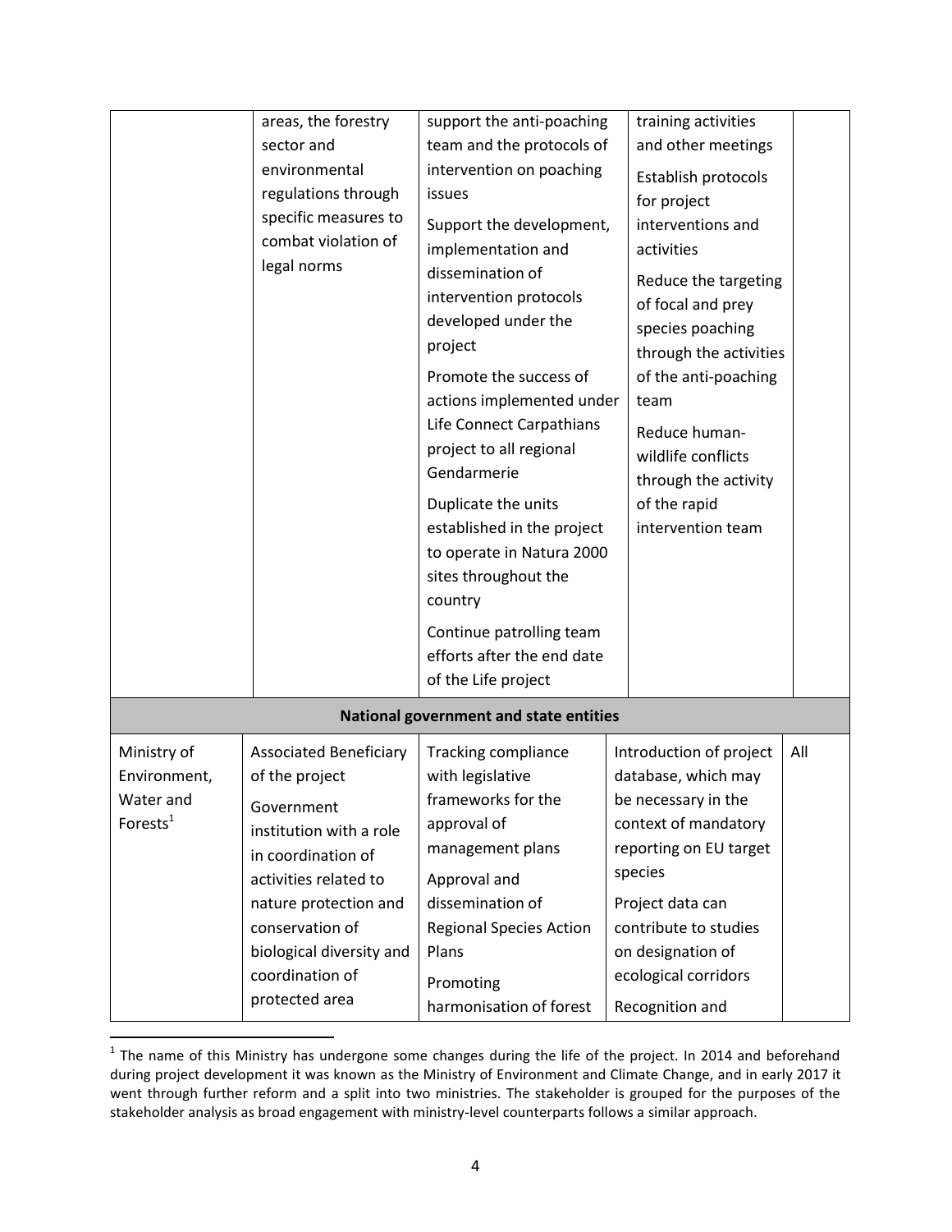| | | | | |
|---|---|---|---|---|
| | areas, the forestry sector and environmental regulations through specific measures to combat violation of legal norms | support the anti-poaching team and the protocols of intervention on poaching issues<br><br>Support the development, implementation and dissemination of intervention protocols developed under the project<br><br>Promote the success of actions implemented under Life Connect Carpathians project to all regional Gendarmerie<br><br>Duplicate the units established in the project to operate in Natura 2000 sites throughout the country<br><br>Continue patrolling team efforts after the end date of the Life project | training activities and other meetings<br><br>Establish protocols for project interventions and activities<br><br>Reduce the targeting of focal and prey species poaching through the activities of the anti-poaching team<br><br>Reduce human-wildlife conflicts through the activity of the rapid intervention team | |
| **National government and state entities** | | | | |
| Ministry of Environment, Water and Forests[1] | Associated Beneficiary of the project<br><br>Government institution with a role in coordination of activities related to nature protection and conservation of biological diversity and coordination of protected area | Tracking compliance with legislative frameworks for the approval of management plans<br><br>Approval and dissemination of Regional Species Action Plans<br><br>Promoting harmonisation of forest | Introduction of project database, which may be necessary in the context of mandatory reporting on EU target species<br><br>Project data can contribute to studies on designation of ecological corridors<br><br>Recognition and | All |

[1] The name of this Ministry has undergone some changes during the life of the project. In 2014 and beforehand during project development it was known as the Ministry of Environment and Climate Change, and in early 2017 it went through further reform and a split into two ministries. The stakeholder is grouped for the purposes of the stakeholder analysis as broad engagement with ministry-level counterparts follows a similar approach.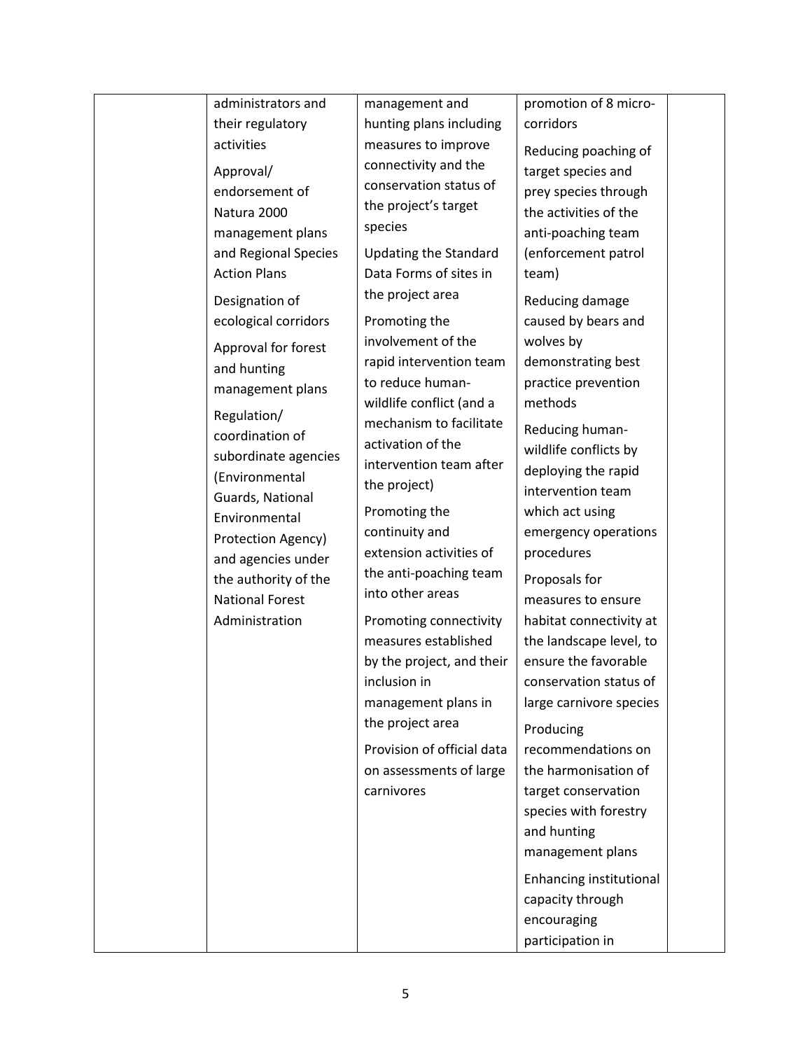|  | administrators and their regulatory activities<br><br>Approval/ endorsement of Natura 2000 management plans and Regional Species Action Plans<br><br>Designation of ecological corridors<br><br>Approval for forest and hunting management plans<br><br>Regulation/ coordination of subordinate agencies (Environmental Guards, National Environmental Protection Agency) and agencies under the authority of the National Forest Administration | management and hunting plans including measures to improve connectivity and the conservation status of the project's target species<br><br>Updating the Standard Data Forms of sites in the project area<br><br>Promoting the involvement of the rapid intervention team to reduce human-wildlife conflict (and a mechanism to facilitate activation of the intervention team after the project)<br><br>Promoting the continuity and extension activities of the anti-poaching team into other areas<br><br>Promoting connectivity measures established by the project, and their inclusion in management plans in the project area<br><br>Provision of official data on assessments of large carnivores | promotion of 8 micro-corridors<br><br>Reducing poaching of target species and prey species through the activities of the anti-poaching team (enforcement patrol team)<br><br>Reducing damage caused by bears and wolves by demonstrating best practice prevention methods<br><br>Reducing human-wildlife conflicts by deploying the rapid intervention team which act using emergency operations procedures<br><br>Proposals for measures to ensure habitat connectivity at the landscape level, to ensure the favorable conservation status of large carnivore species<br><br>Producing recommendations on the harmonisation of target conservation species with forestry and hunting management plans<br><br>Enhancing institutional capacity through encouraging participation in |  |
|---|---|---|---|---|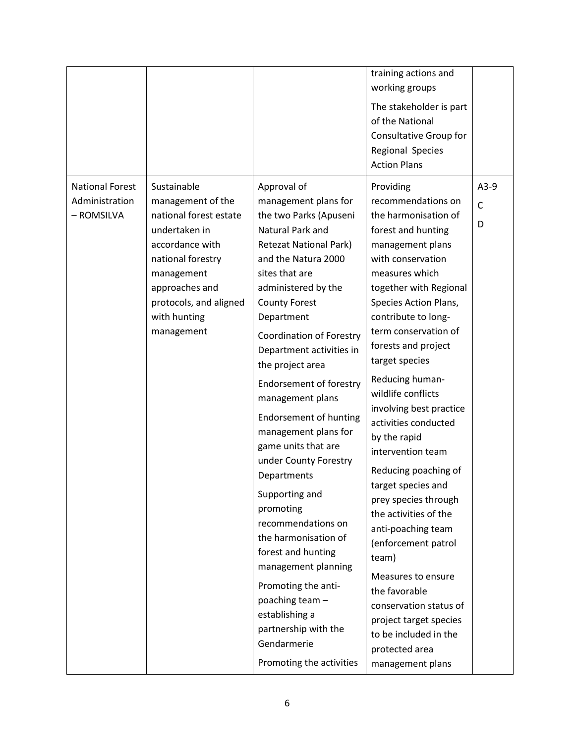| | | | | |
|---|---|---|---|---|
| | | | training actions and working groups<br>The stakeholder is part of the National Consultative Group for Regional Species Action Plans | |
| National Forest Administration – ROMSILVA | Sustainable management of the national forest estate undertaken in accordance with national forestry management approaches and protocols, and aligned with hunting management | Approval of management plans for the two Parks (Apuseni Natural Park and Retezat National Park) and the Natura 2000 sites that are administered by the County Forest Department<br>Coordination of Forestry Department activities in the project area<br>Endorsement of forestry management plans<br>Endorsement of hunting management plans for game units that are under County Forestry Departments<br>Supporting and promoting recommendations on the harmonisation of forest and hunting management planning<br>Promoting the anti-poaching team – establishing a partnership with the Gendarmerie<br>Promoting the activities | Providing recommendations on the harmonisation of forest and hunting management plans with conservation measures which together with Regional Species Action Plans, contribute to long-term conservation of forests and project target species<br>Reducing human-wildlife conflicts involving best practice activities conducted by the rapid intervention team<br>Reducing poaching of target species and prey species through the activities of the anti-poaching team (enforcement patrol team)<br>Measures to ensure the favorable conservation status of project target species to be included in the protected area management plans | A3-9<br>C<br>D |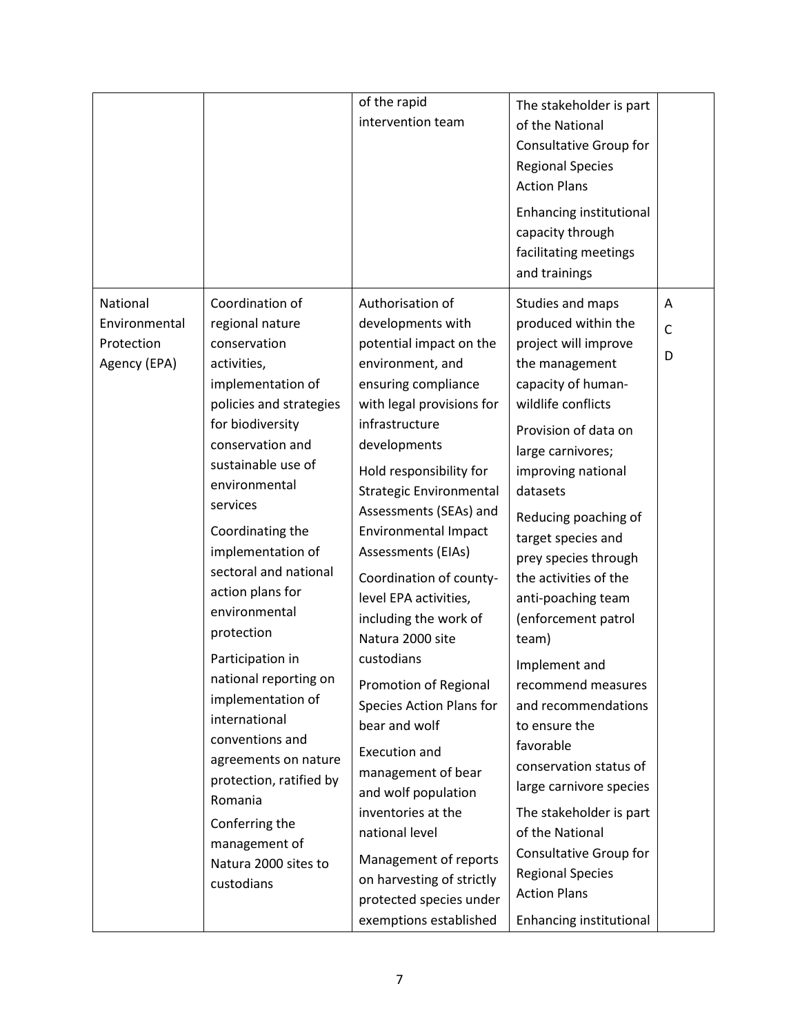|  |  | of the rapid intervention team | The stakeholder is part of the National Consultative Group for Regional Species Action Plans<br>Enhancing institutional capacity through facilitating meetings and trainings |  |
|---|---|---|---|---|
| National Environmental Protection Agency (EPA) | Coordination of regional nature conservation activities, implementation of policies and strategies for biodiversity conservation and sustainable use of environmental services<br>Coordinating the implementation of sectoral and national action plans for environmental protection<br>Participation in national reporting on implementation of international conventions and agreements on nature protection, ratified by Romania<br>Conferring the management of Natura 2000 sites to custodians | Authorisation of developments with potential impact on the environment, and ensuring compliance with legal provisions for infrastructure developments<br>Hold responsibility for Strategic Environmental Assessments (SEAs) and Environmental Impact Assessments (EIAs)<br>Coordination of county-level EPA activities, including the work of Natura 2000 site custodians<br>Promotion of Regional Species Action Plans for bear and wolf<br>Execution and management of bear and wolf population inventories at the national level<br>Management of reports on harvesting of strictly protected species under exemptions established | Studies and maps produced within the project will improve the management capacity of human-wildlife conflicts<br>Provision of data on large carnivores; improving national datasets<br>Reducing poaching of target species and prey species through the activities of the anti-poaching team (enforcement patrol team)<br>Implement and recommend measures and recommendations to ensure the favorable conservation status of large carnivore species<br>The stakeholder is part of the National Consultative Group for Regional Species Action Plans<br>Enhancing institutional | A<br>C<br>D |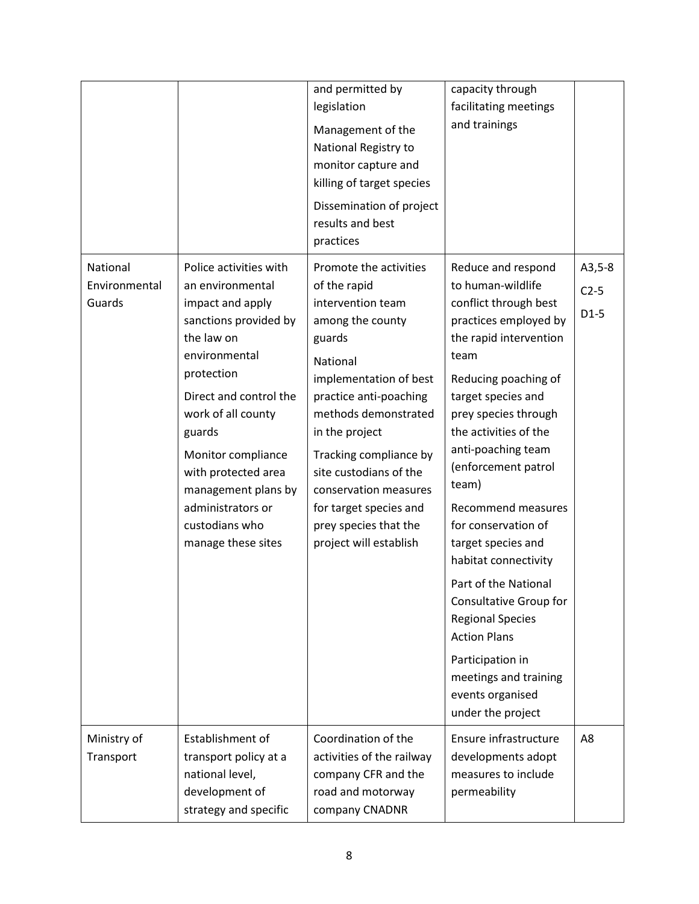| | | and permitted by legislation<br>Management of the National Registry to monitor capture and killing of target species<br>Dissemination of project results and best practices | capacity through facilitating meetings and trainings | |
|---|---|---|---|---|
| National Environmental Guards | Police activities with an environmental impact and apply sanctions provided by the law on environmental protection<br>Direct and control the work of all county guards<br>Monitor compliance with protected area management plans by administrators or custodians who manage these sites | Promote the activities of the rapid intervention team among the county guards<br>National implementation of best practice anti-poaching methods demonstrated in the project<br>Tracking compliance by site custodians of the conservation measures for target species and prey species that the project will establish | Reduce and respond to human-wildlife conflict through best practices employed by the rapid intervention team<br>Reducing poaching of target species and prey species through the activities of the anti-poaching team (enforcement patrol team)<br>Recommend measures for conservation of target species and habitat connectivity<br>Part of the National Consultative Group for Regional Species Action Plans<br>Participation in meetings and training events organised under the project | A3,5-8<br>C2-5<br>D1-5 |
| Ministry of Transport | Establishment of transport policy at a national level, development of strategy and specific | Coordination of the activities of the railway company CFR and the road and motorway company CNADNR | Ensure infrastructure developments adopt measures to include permeability | A8 |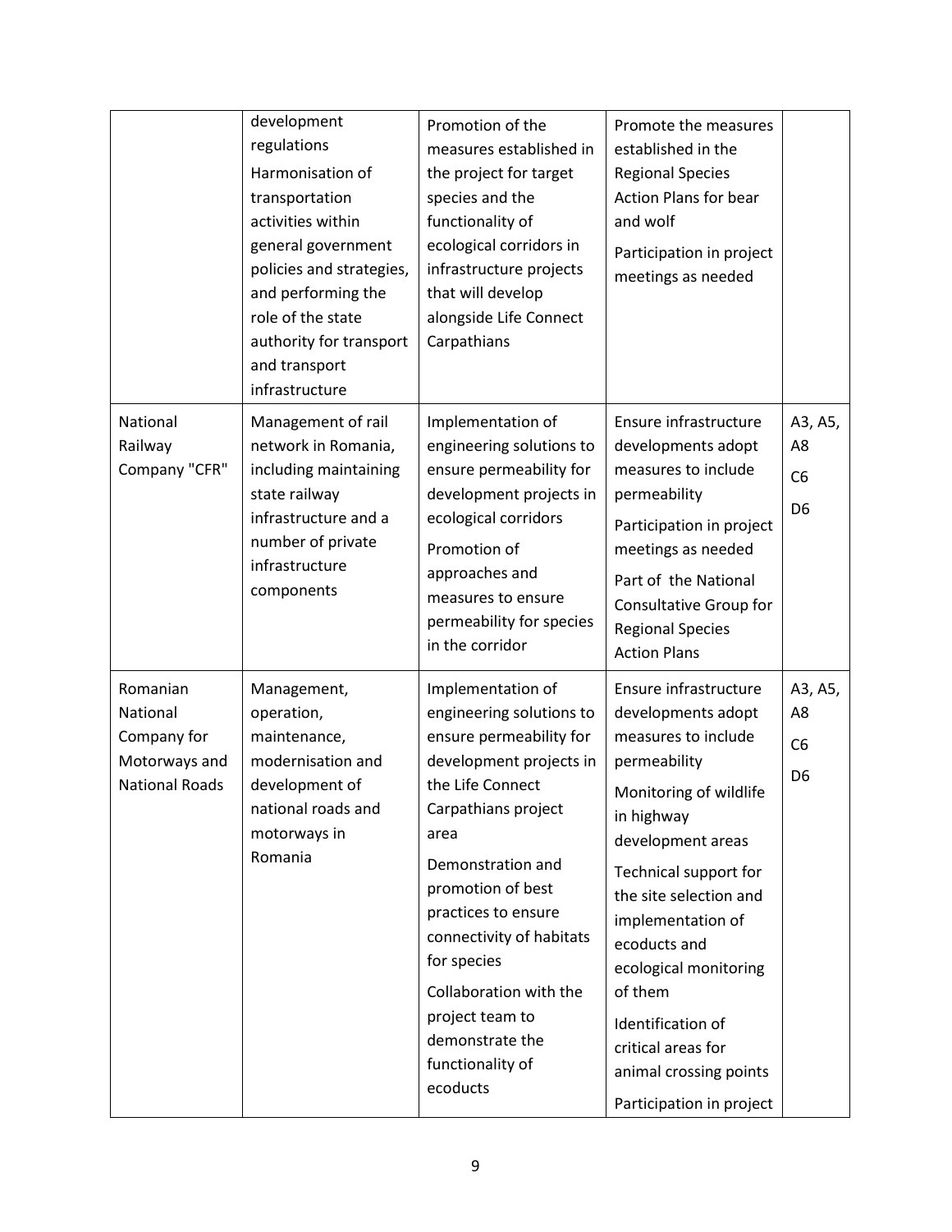|  |  |  |  |  |
|---|---|---|---|---|
|  | development regulations<br>Harmonisation of transportation activities within general government policies and strategies, and performing the role of the state authority for transport and transport infrastructure | Promotion of the measures established in the project for target species and the functionality of ecological corridors in infrastructure projects that will develop alongside Life Connect Carpathians | Promote the measures established in the Regional Species Action Plans for bear and wolf<br>Participation in project meetings as needed |  |
| National Railway Company "CFR" | Management of rail network in Romania, including maintaining state railway infrastructure and a number of private infrastructure components | Implementation of engineering solutions to ensure permeability for development projects in ecological corridors<br>Promotion of approaches and measures to ensure permeability for species in the corridor | Ensure infrastructure developments adopt measures to include permeability<br>Participation in project meetings as needed<br>Part of the National Consultative Group for Regional Species Action Plans | A3, A5, A8<br>C6<br>D6 |
| Romanian National Company for Motorways and National Roads | Management, operation, maintenance, modernisation and development of national roads and motorways in Romania | Implementation of engineering solutions to ensure permeability for development projects in the Life Connect Carpathians project area<br>Demonstration and promotion of best practices to ensure connectivity of habitats for species<br>Collaboration with the project team to demonstrate the functionality of ecoducts | Ensure infrastructure developments adopt measures to include permeability<br>Monitoring of wildlife in highway development areas<br>Technical support for the site selection and implementation of ecoducts and ecological monitoring of them<br>Identification of critical areas for animal crossing points<br>Participation in project | A3, A5, A8<br>C6<br>D6 |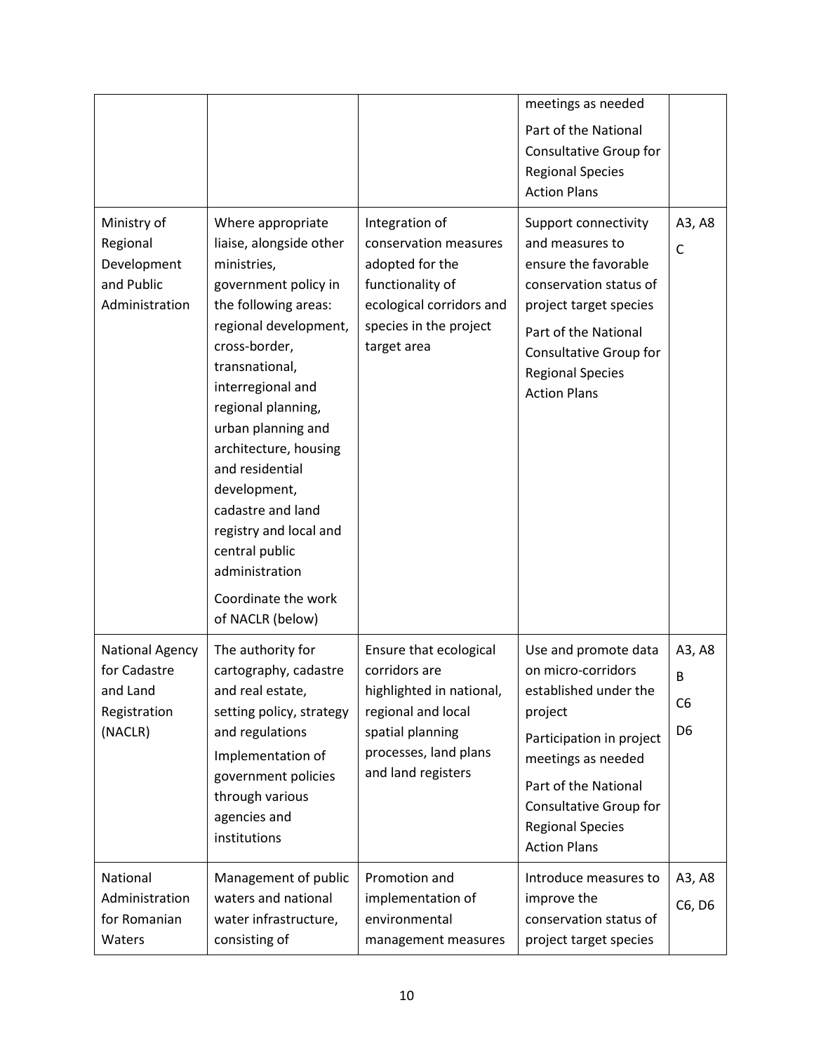| | | | meetings as needed<br>Part of the National Consultative Group for Regional Species Action Plans | |
|---|---|---|---|---|
| Ministry of Regional Development and Public Administration | Where appropriate liaise, alongside other ministries, government policy in the following areas: regional development, cross-border, transnational, interregional and regional planning, urban planning and architecture, housing and residential development, cadastre and land registry and local and central public administration<br>Coordinate the work of NACLR (below) | Integration of conservation measures adopted for the functionality of ecological corridors and species in the project target area | Support connectivity and measures to ensure the favorable conservation status of project target species<br>Part of the National Consultative Group for Regional Species Action Plans | A3, A8<br>C |
| National Agency for Cadastre and Land Registration (NACLR) | The authority for cartography, cadastre and real estate, setting policy, strategy and regulations<br>Implementation of government policies through various agencies and institutions | Ensure that ecological corridors are highlighted in national, regional and local spatial planning processes, land plans and land registers | Use and promote data on micro-corridors established under the project<br>Participation in project meetings as needed<br>Part of the National Consultative Group for Regional Species Action Plans | A3, A8<br>B<br>C6<br>D6 |
| National Administration for Romanian Waters | Management of public waters and national water infrastructure, consisting of | Promotion and implementation of environmental management measures | Introduce measures to improve the conservation status of project target species | A3, A8<br>C6, D6 |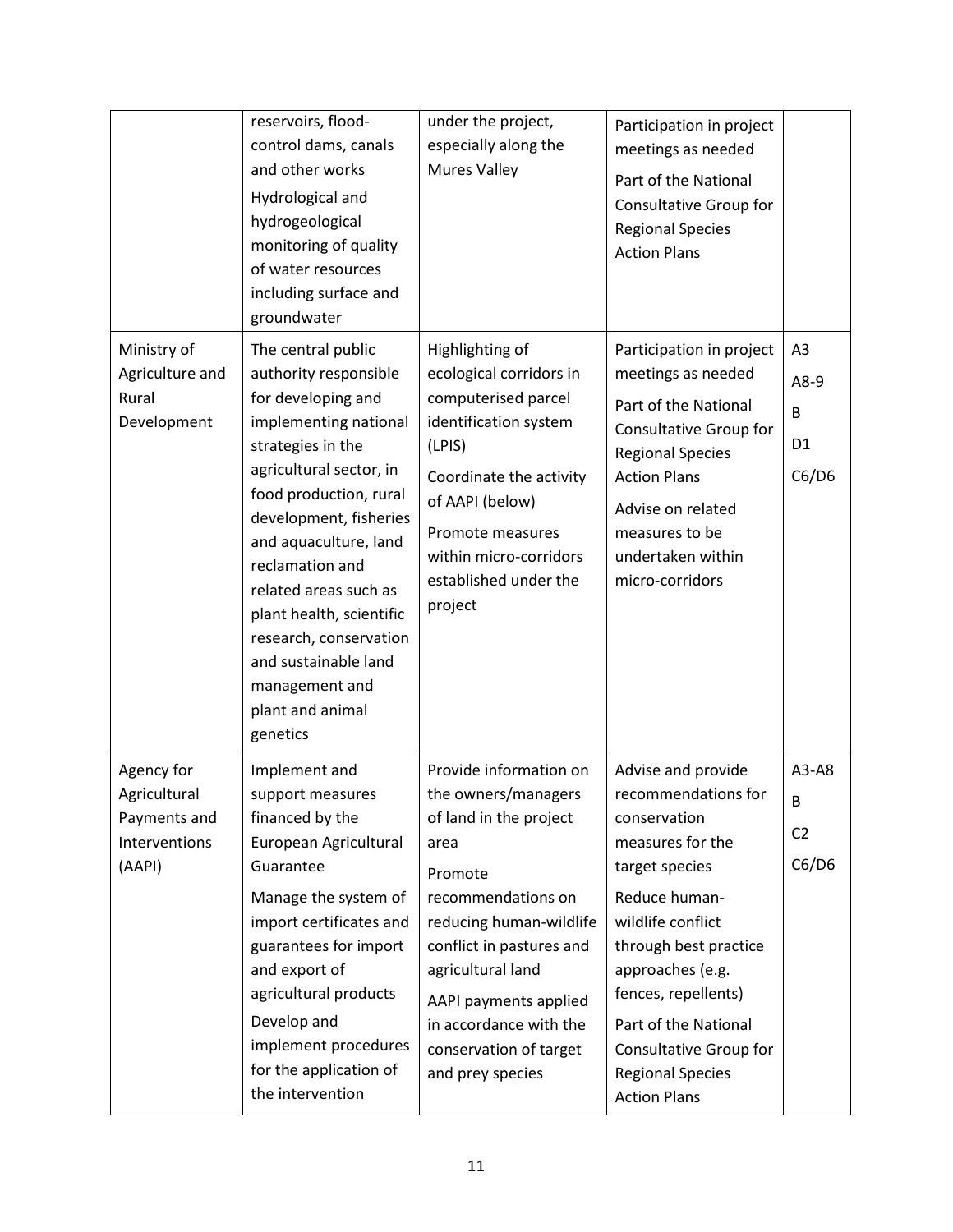| | | | | |
|---|---|---|---|---|
| | reservoirs, flood-control dams, canals and other works<br>Hydrological and hydrogeological monitoring of quality of water resources including surface and groundwater | under the project, especially along the Mures Valley | Participation in project meetings as needed<br>Part of the National Consultative Group for Regional Species Action Plans | |
| Ministry of Agriculture and Rural Development | The central public authority responsible for developing and implementing national strategies in the agricultural sector, in food production, rural development, fisheries and aquaculture, land reclamation and related areas such as plant health, scientific research, conservation and sustainable land management and plant and animal genetics | Highlighting of ecological corridors in computerised parcel identification system (LPIS)<br>Coordinate the activity of AAPI (below)<br>Promote measures within micro-corridors established under the project | Participation in project meetings as needed<br>Part of the National Consultative Group for Regional Species Action Plans<br>Advise on related measures to be undertaken within micro-corridors | A3<br>A8-9<br>B<br>D1<br>C6/D6 |
| Agency for Agricultural Payments and Interventions (AAPI) | Implement and support measures financed by the European Agricultural Guarantee<br>Manage the system of import certificates and guarantees for import and export of agricultural products<br>Develop and implement procedures for the application of the intervention | Provide information on the owners/managers of land in the project area<br>Promote recommendations on reducing human-wildlife conflict in pastures and agricultural land<br>AAPI payments applied in accordance with the conservation of target and prey species | Advise and provide recommendations for conservation measures for the target species<br>Reduce human-wildlife conflict through best practice approaches (e.g. fences, repellents)<br>Part of the National Consultative Group for Regional Species Action Plans | A3-A8<br>B<br>C2<br>C6/D6 |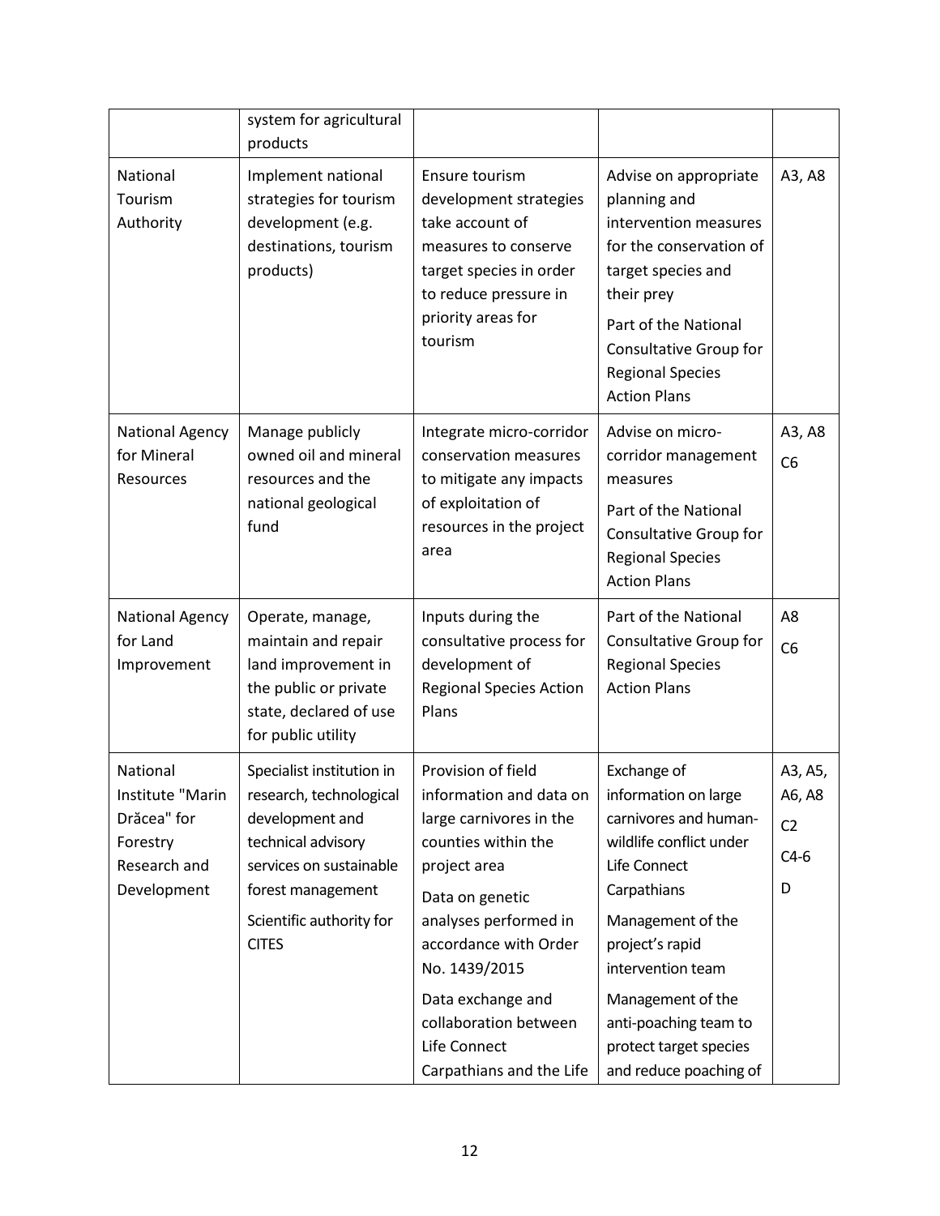| | system for agricultural products | | | |
|---|---|---|---|---|
| National Tourism Authority | Implement national strategies for tourism development (e.g. destinations, tourism products) | Ensure tourism development strategies take account of measures to conserve target species in order to reduce pressure in priority areas for tourism | Advise on appropriate planning and intervention measures for the conservation of target species and their prey<br>Part of the National Consultative Group for Regional Species Action Plans | A3, A8 |
| National Agency for Mineral Resources | Manage publicly owned oil and mineral resources and the national geological fund | Integrate micro-corridor conservation measures to mitigate any impacts of exploitation of resources in the project area | Advise on micro-corridor management measures<br>Part of the National Consultative Group for Regional Species Action Plans | A3, A8<br>C6 |
| National Agency for Land Improvement | Operate, manage, maintain and repair land improvement in the public or private state, declared of use for public utility | Inputs during the consultative process for development of Regional Species Action Plans | Part of the National Consultative Group for Regional Species Action Plans | A8<br>C6 |
| National Institute "Marin Drăcea" for Forestry Research and Development | Specialist institution in research, technological development and technical advisory services on sustainable forest management<br>Scientific authority for CITES | Provision of field information and data on large carnivores in the counties within the project area<br>Data on genetic analyses performed in accordance with Order No. 1439/2015<br>Data exchange and collaboration between Life Connect Carpathians and the Life | Exchange of information on large carnivores and human-wildlife conflict under Life Connect Carpathians<br>Management of the project's rapid intervention team<br>Management of the anti-poaching team to protect target species and reduce poaching of | A3, A5, A6, A8<br>C2<br>C4-6<br>D |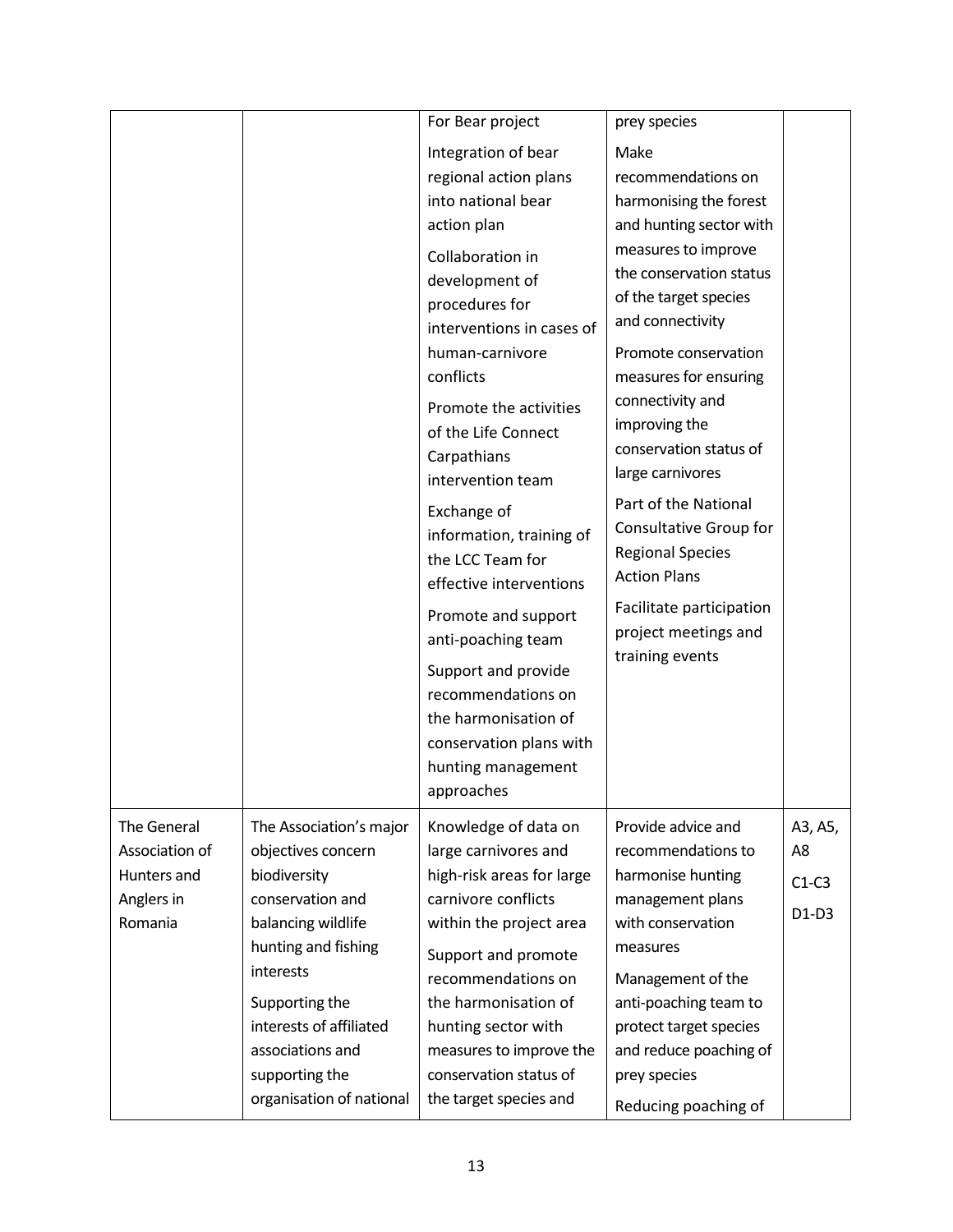| | | | | |
|---|---|---|---|---|
| | | For Bear project<br>Integration of bear regional action plans into national bear action plan<br>Collaboration in development of procedures for interventions in cases of human-carnivore conflicts<br>Promote the activities of the Life Connect Carpathians intervention team<br>Exchange of information, training of the LCC Team for effective interventions<br>Promote and support anti-poaching team<br>Support and provide recommendations on the harmonisation of conservation plans with hunting management approaches | prey species<br>Make recommendations on harmonising the forest and hunting sector with measures to improve the conservation status of the target species and connectivity<br>Promote conservation measures for ensuring connectivity and improving the conservation status of large carnivores<br>Part of the National Consultative Group for Regional Species Action Plans<br>Facilitate participation project meetings and training events | |
| The General Association of Hunters and Anglers in Romania | The Association's major objectives concern biodiversity conservation and balancing wildlife hunting and fishing interests<br>Supporting the interests of affiliated associations and supporting the organisation of national | Knowledge of data on large carnivores and high-risk areas for large carnivore conflicts within the project area<br>Support and promote recommendations on the harmonisation of hunting sector with measures to improve the conservation status of the target species and | Provide advice and recommendations to harmonise hunting management plans with conservation measures<br>Management of the anti-poaching team to protect target species and reduce poaching of prey species<br>Reducing poaching of | A3, A5, A8<br>C1-C3<br>D1-D3 |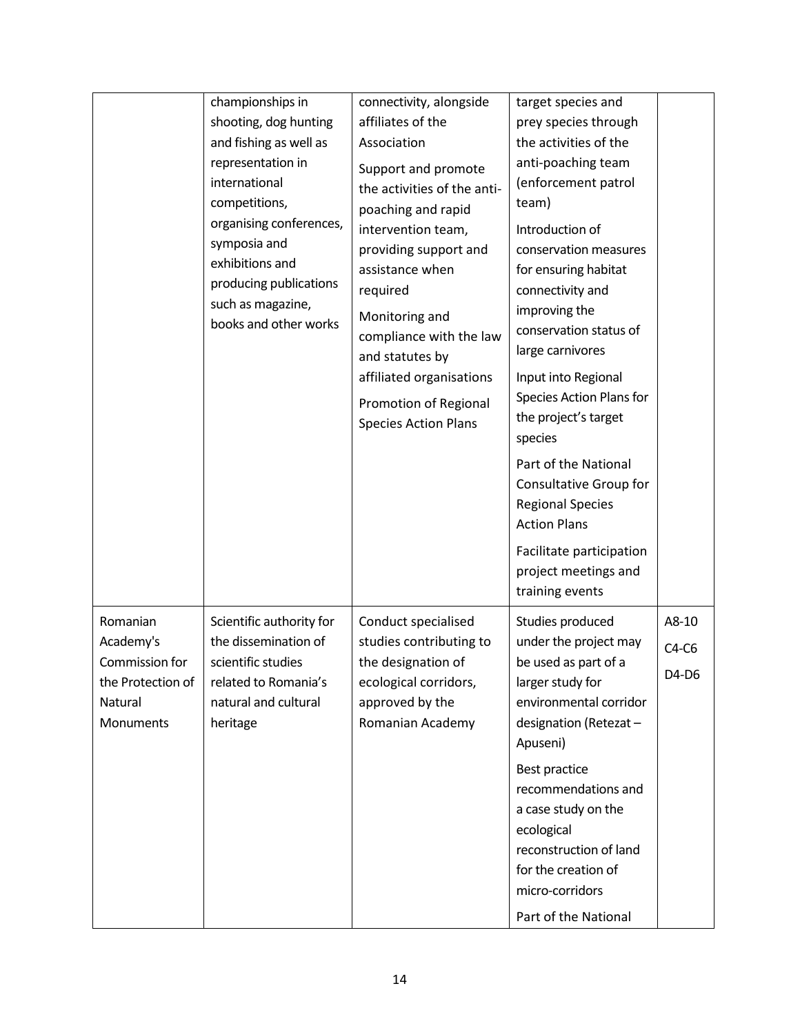| | | | | |
|---|---|---|---|---|
| | championships in shooting, dog hunting and fishing as well as representation in international competitions, organising conferences, symposia and exhibitions and producing publications such as magazine, books and other works | connectivity, alongside affiliates of the Association<br><br>Support and promote the activities of the anti-poaching and rapid intervention team, providing support and assistance when required<br><br>Monitoring and compliance with the law and statutes by affiliated organisations<br><br>Promotion of Regional Species Action Plans | target species and prey species through the activities of the anti-poaching team (enforcement patrol team)<br><br>Introduction of conservation measures for ensuring habitat connectivity and improving the conservation status of large carnivores<br><br>Input into Regional Species Action Plans for the project's target species<br><br>Part of the National Consultative Group for Regional Species Action Plans<br><br>Facilitate participation project meetings and training events | |
| Romanian Academy's Commission for the Protection of Natural Monuments | Scientific authority for the dissemination of scientific studies related to Romania's natural and cultural heritage | Conduct specialised studies contributing to the designation of ecological corridors, approved by the Romanian Academy | Studies produced under the project may be used as part of a larger study for environmental corridor designation (Retezat – Apuseni)<br><br>Best practice recommendations and a case study on the ecological reconstruction of land for the creation of micro-corridors<br><br>Part of the National | A8-10<br><br>C4-C6<br><br>D4-D6 |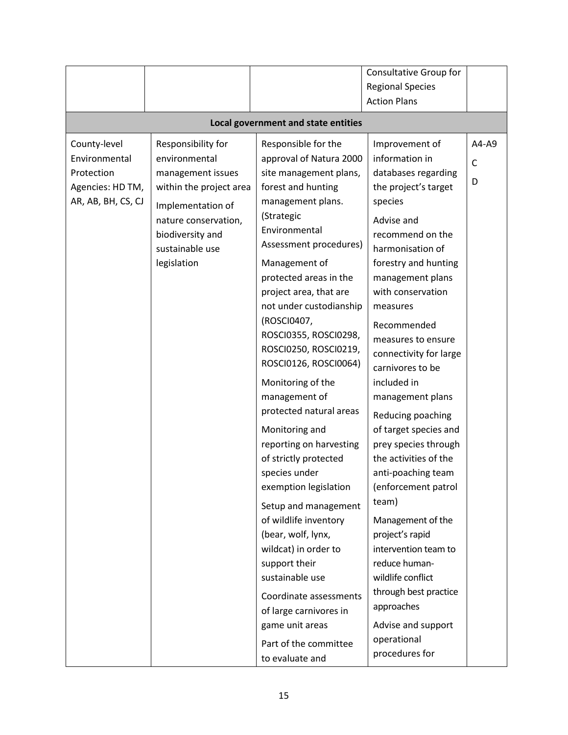| | | | | |
|---|---|---|---|---|
| | | | Consultative Group for Regional Species Action Plans | |
| **Local government and state entities** | | | | |
| County-level Environmental Protection Agencies: HD TM, AR, AB, BH, CS, CJ | Responsibility for environmental management issues within the project area<br><br>Implementation of nature conservation, biodiversity and sustainable use legislation | Responsible for the approval of Natura 2000 site management plans, forest and hunting management plans. (Strategic Environmental Assessment procedures)<br><br>Management of protected areas in the project area, that are not under custodianship (ROSCI0407, ROSCI0355, ROSCI0298, ROSCI0250, ROSCI0219, ROSCI0126, ROSCI0064)<br><br>Monitoring of the management of protected natural areas<br><br>Monitoring and reporting on harvesting of strictly protected species under exemption legislation<br><br>Setup and management of wildlife inventory (bear, wolf, lynx, wildcat) in order to support their sustainable use<br><br>Coordinate assessments of large carnivores in game unit areas<br><br>Part of the committee to evaluate and | Improvement of information in databases regarding the project's target species<br><br>Advise and recommend on the harmonisation of forestry and hunting management plans with conservation measures<br><br>Recommended measures to ensure connectivity for large carnivores to be included in management plans<br><br>Reducing poaching of target species and prey species through the activities of the anti-poaching team (enforcement patrol team)<br><br>Management of the project's rapid intervention team to reduce human-wildlife conflict through best practice approaches<br><br>Advise and support operational procedures for | A4-A9<br><br>C<br><br>D |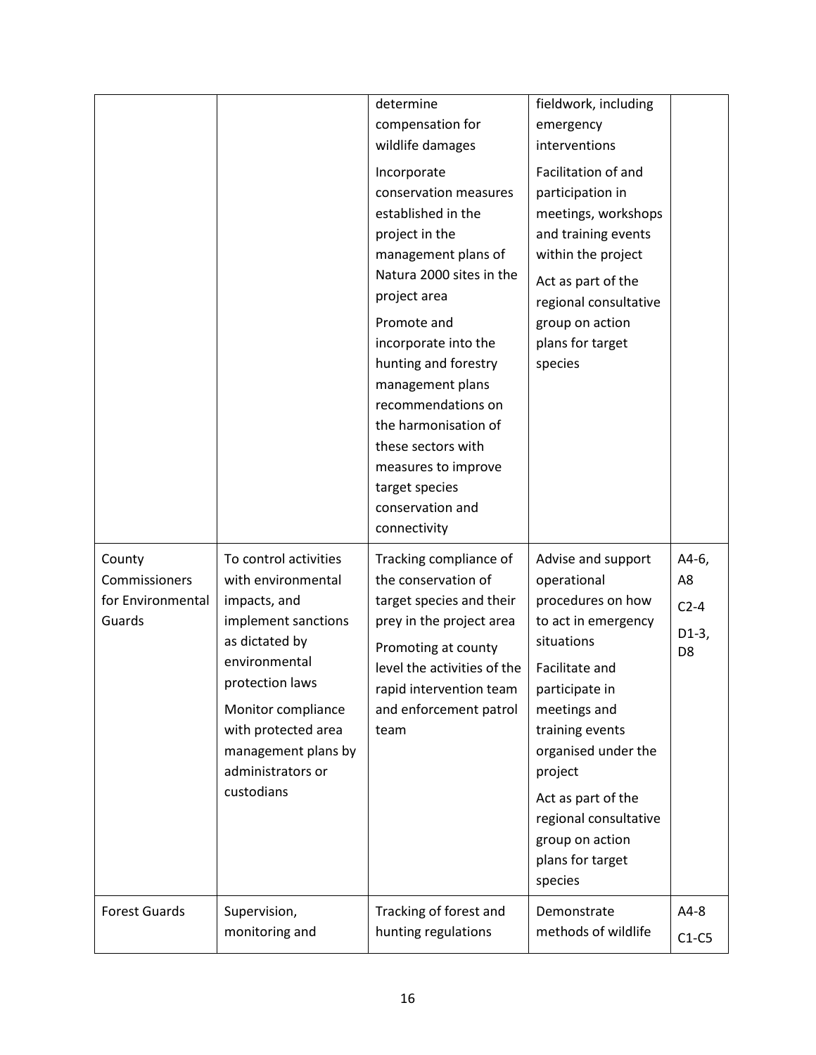| | | | | |
|---|---|---|---|---|
| | | determine compensation for wildlife damages<br>Incorporate conservation measures established in the project in the management plans of Natura 2000 sites in the project area<br>Promote and incorporate into the hunting and forestry management plans recommendations on the harmonisation of these sectors with measures to improve target species conservation and connectivity | fieldwork, including emergency interventions<br>Facilitation of and participation in meetings, workshops and training events within the project<br>Act as part of the regional consultative group on action plans for target species | |
| County Commissioners for Environmental Guards | To control activities with environmental impacts, and implement sanctions as dictated by environmental protection laws<br>Monitor compliance with protected area management plans by administrators or custodians | Tracking compliance of the conservation of target species and their prey in the project area<br>Promoting at county level the activities of the rapid intervention team and enforcement patrol team | Advise and support operational procedures on how to act in emergency situations<br>Facilitate and participate in meetings and training events organised under the project<br>Act as part of the regional consultative group on action plans for target species | A4-6, A8<br>C2-4<br>D1-3, D8 |
| Forest Guards | Supervision, monitoring and | Tracking of forest and hunting regulations | Demonstrate methods of wildlife | A4-8<br>C1-C5 |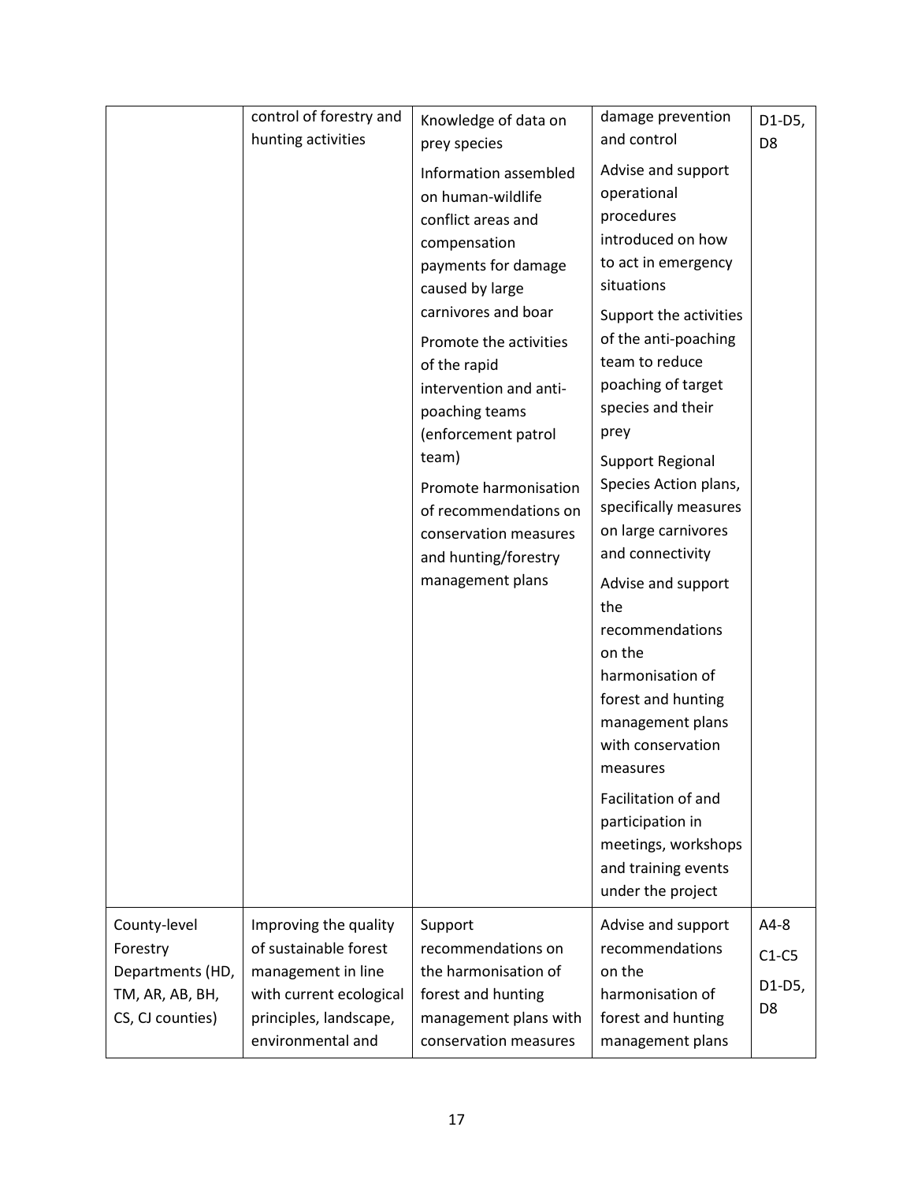| | | | | |
|---|---|---|---|---|
| | control of forestry and hunting activities | Knowledge of data on prey species<br><br>Information assembled on human-wildlife conflict areas and compensation payments for damage caused by large carnivores and boar<br><br>Promote the activities of the rapid intervention and anti-poaching teams (enforcement patrol team)<br><br>Promote harmonisation of recommendations on conservation measures and hunting/forestry management plans | damage prevention and control<br><br>Advise and support operational procedures introduced on how to act in emergency situations<br><br>Support the activities of the anti-poaching team to reduce poaching of target species and their prey<br><br>Support Regional Species Action plans, specifically measures on large carnivores and connectivity<br><br>Advise and support the recommendations on the harmonisation of forest and hunting management plans with conservation measures<br><br>Facilitation of and participation in meetings, workshops and training events under the project | D1-D5, D8 |
| County-level Forestry Departments (HD, TM, AR, AB, BH, CS, CJ counties) | Improving the quality of sustainable forest management in line with current ecological principles, landscape, environmental and | Support recommendations on the harmonisation of forest and hunting management plans with conservation measures | Advise and support recommendations on the harmonisation of forest and hunting management plans | A4-8<br><br>C1-C5<br><br>D1-D5, D8 |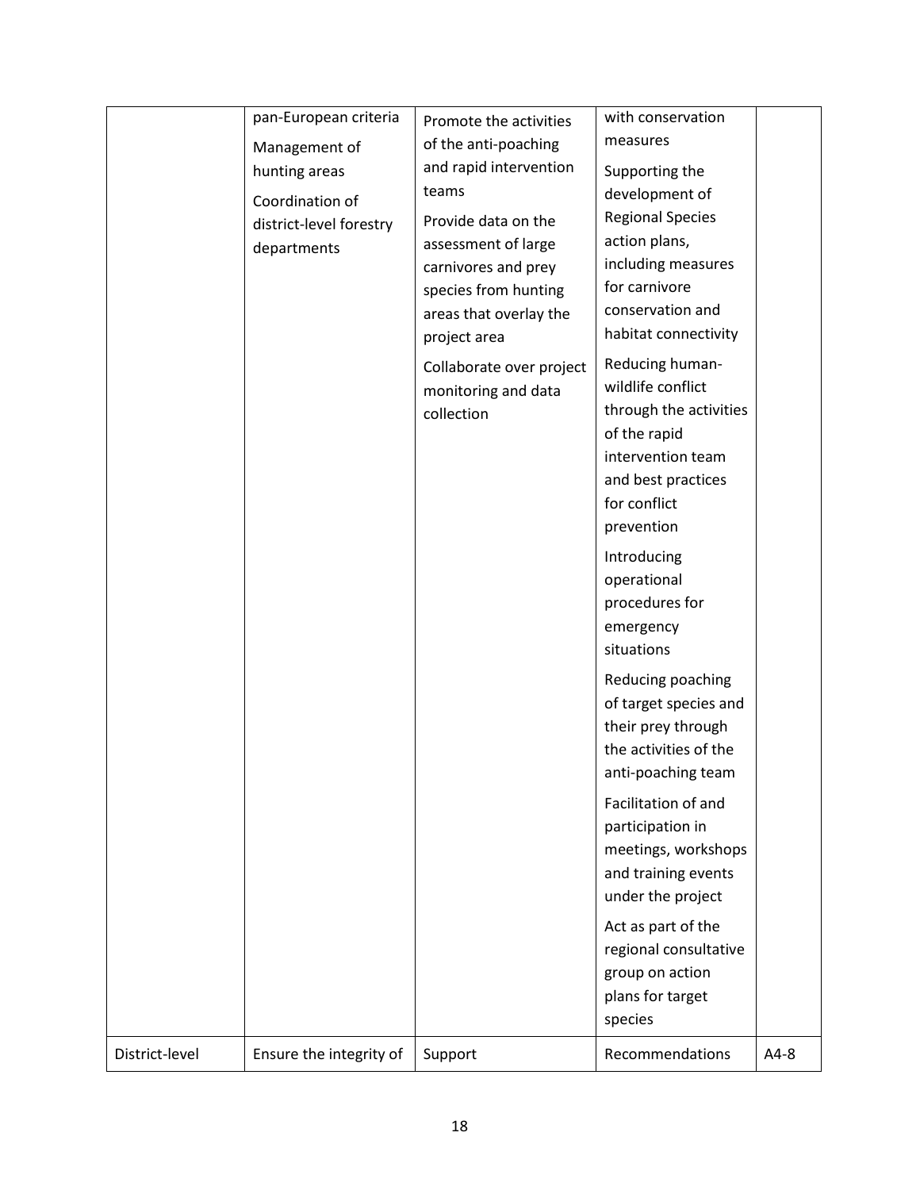| | | | | |
|---|---|---|---|---|
| | pan-European criteria<br>Management of hunting areas<br>Coordination of district-level forestry departments | Promote the activities of the anti-poaching and rapid intervention teams<br>Provide data on the assessment of large carnivores and prey species from hunting areas that overlay the project area<br>Collaborate over project monitoring and data collection | with conservation measures<br>Supporting the development of Regional Species action plans, including measures for carnivore conservation and habitat connectivity<br>Reducing human-wildlife conflict through the activities of the rapid intervention team and best practices for conflict prevention<br>Introducing operational procedures for emergency situations<br>Reducing poaching of target species and their prey through the activities of the anti-poaching team<br>Facilitation of and participation in meetings, workshops and training events under the project<br>Act as part of the regional consultative group on action plans for target species | |
| District-level | Ensure the integrity of | Support | Recommendations | A4-8 |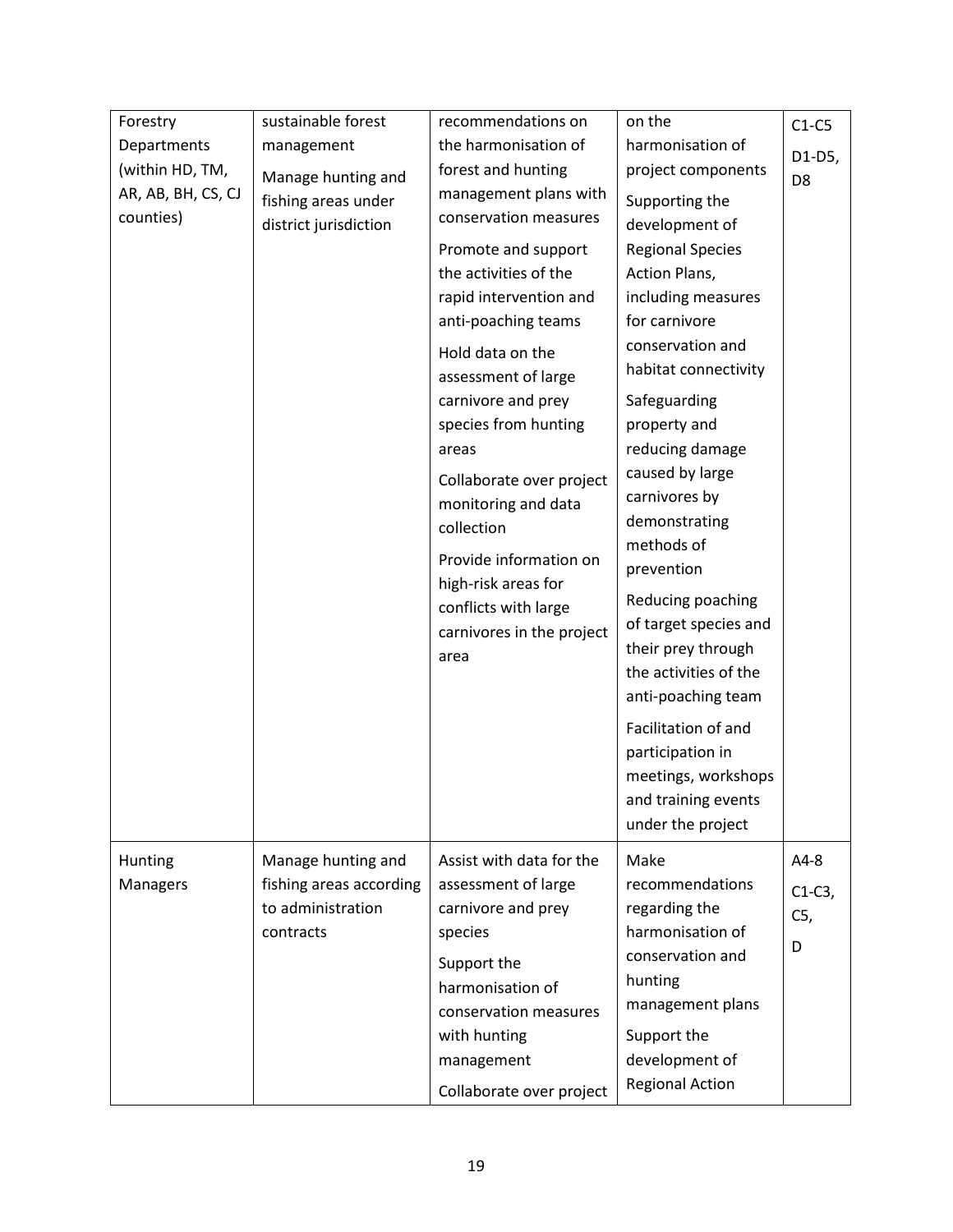| | | | | |
|---|---|---|---|---|
| Forestry Departments (within HD, TM, AR, AB, BH, CS, CJ counties) | sustainable forest management<br>Manage hunting and fishing areas under district jurisdiction | recommendations on the harmonisation of forest and hunting management plans with conservation measures<br>Promote and support the activities of the rapid intervention and anti-poaching teams<br>Hold data on the assessment of large carnivore and prey species from hunting areas<br>Collaborate over project monitoring and data collection<br>Provide information on high-risk areas for conflicts with large carnivores in the project area | on the harmonisation of project components<br>Supporting the development of Regional Species Action Plans, including measures for carnivore conservation and habitat connectivity<br>Safeguarding property and reducing damage caused by large carnivores by demonstrating methods of prevention<br>Reducing poaching of target species and their prey through the activities of the anti-poaching team<br>Facilitation of and participation in meetings, workshops and training events under the project | C1-C5<br>D1-D5, D8 |
| Hunting Managers | Manage hunting and fishing areas according to administration contracts | Assist with data for the assessment of large carnivore and prey species<br>Support the harmonisation of conservation measures with hunting management<br>Collaborate over project | Make recommendations regarding the harmonisation of conservation and hunting management plans<br>Support the development of Regional Action | A4-8<br>C1-C3, C5,<br>D |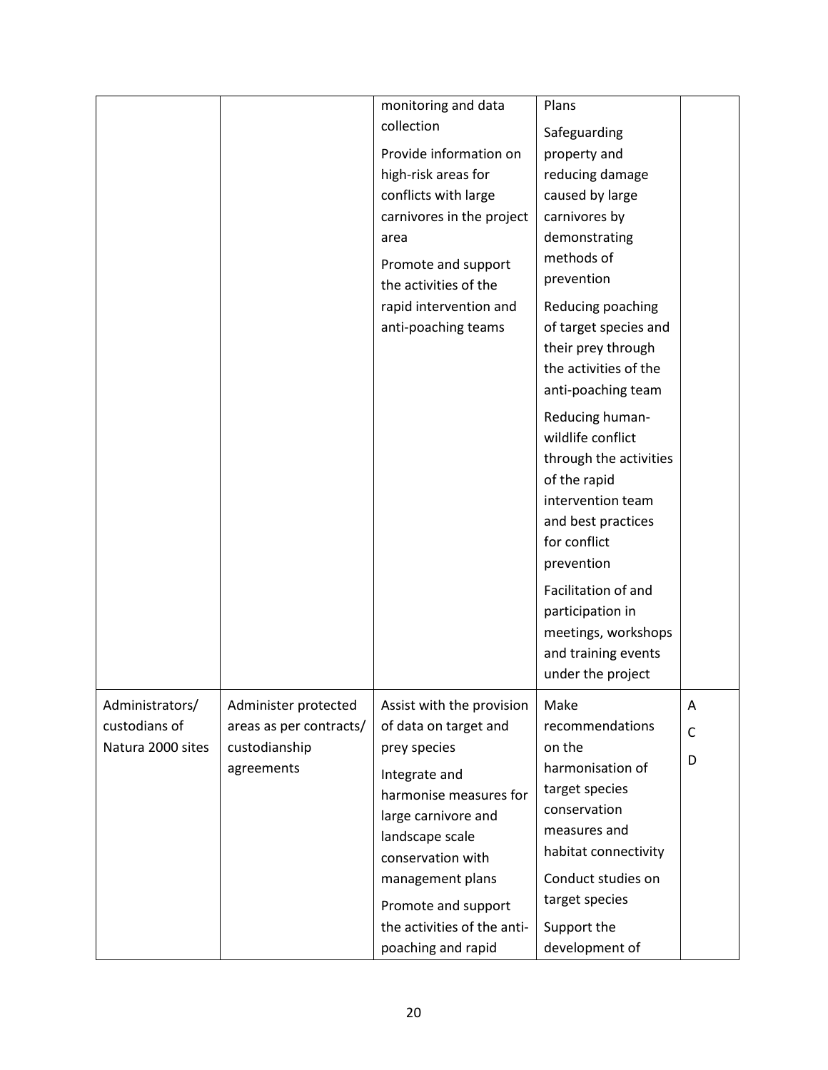| | | monitoring and data collection<br>Provide information on high-risk areas for conflicts with large carnivores in the project area<br>Promote and support the activities of the rapid intervention and anti-poaching teams | Plans<br>Safeguarding property and reducing damage caused by large carnivores by demonstrating methods of prevention<br>Reducing poaching of target species and their prey through the activities of the anti-poaching team<br>Reducing human-wildlife conflict through the activities of the rapid intervention team and best practices for conflict prevention<br>Facilitation of and participation in meetings, workshops and training events under the project | |
|---|---|---|---|---|
| Administrators/ custodians of Natura 2000 sites | Administer protected areas as per contracts/ custodianship agreements | Assist with the provision of data on target and prey species<br>Integrate and harmonise measures for large carnivore and landscape scale conservation with management plans<br>Promote and support the activities of the anti-poaching and rapid | Make recommendations on the harmonisation of target species conservation measures and habitat connectivity<br>Conduct studies on target species<br>Support the development of | A<br>C<br>D |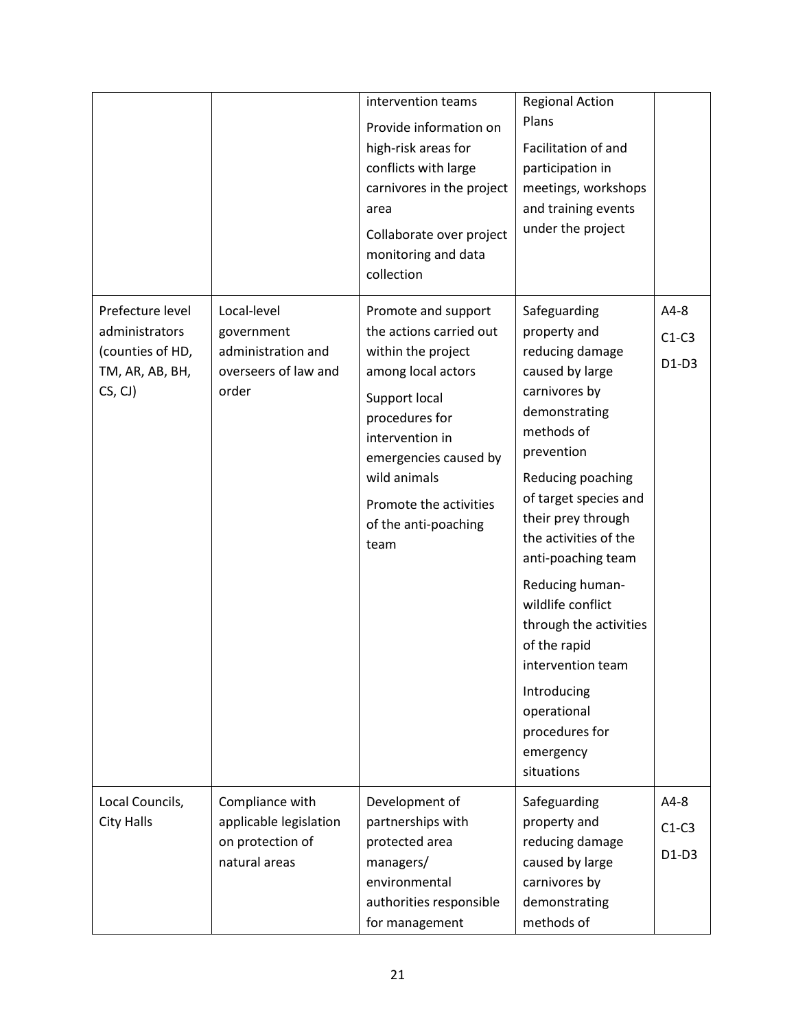| | | | | |
|---|---|---|---|---|
| | | intervention teams<br>Provide information on high-risk areas for conflicts with large carnivores in the project area<br>Collaborate over project monitoring and data collection | Regional Action Plans<br>Facilitation of and participation in meetings, workshops and training events under the project | |
| Prefecture level administrators (counties of HD, TM, AR, AB, BH, CS, CJ) | Local-level government administration and overseers of law and order | Promote and support the actions carried out within the project among local actors<br>Support local procedures for intervention in emergencies caused by wild animals<br>Promote the activities of the anti-poaching team | Safeguarding property and reducing damage caused by large carnivores by demonstrating methods of prevention<br>Reducing poaching of target species and their prey through the activities of the anti-poaching team<br>Reducing human-wildlife conflict through the activities of the rapid intervention team<br>Introducing operational procedures for emergency situations | A4-8<br>C1-C3<br>D1-D3 |
| Local Councils, City Halls | Compliance with applicable legislation on protection of natural areas | Development of partnerships with protected area managers/ environmental authorities responsible for management | Safeguarding property and reducing damage caused by large carnivores by demonstrating methods of | A4-8<br>C1-C3<br>D1-D3 |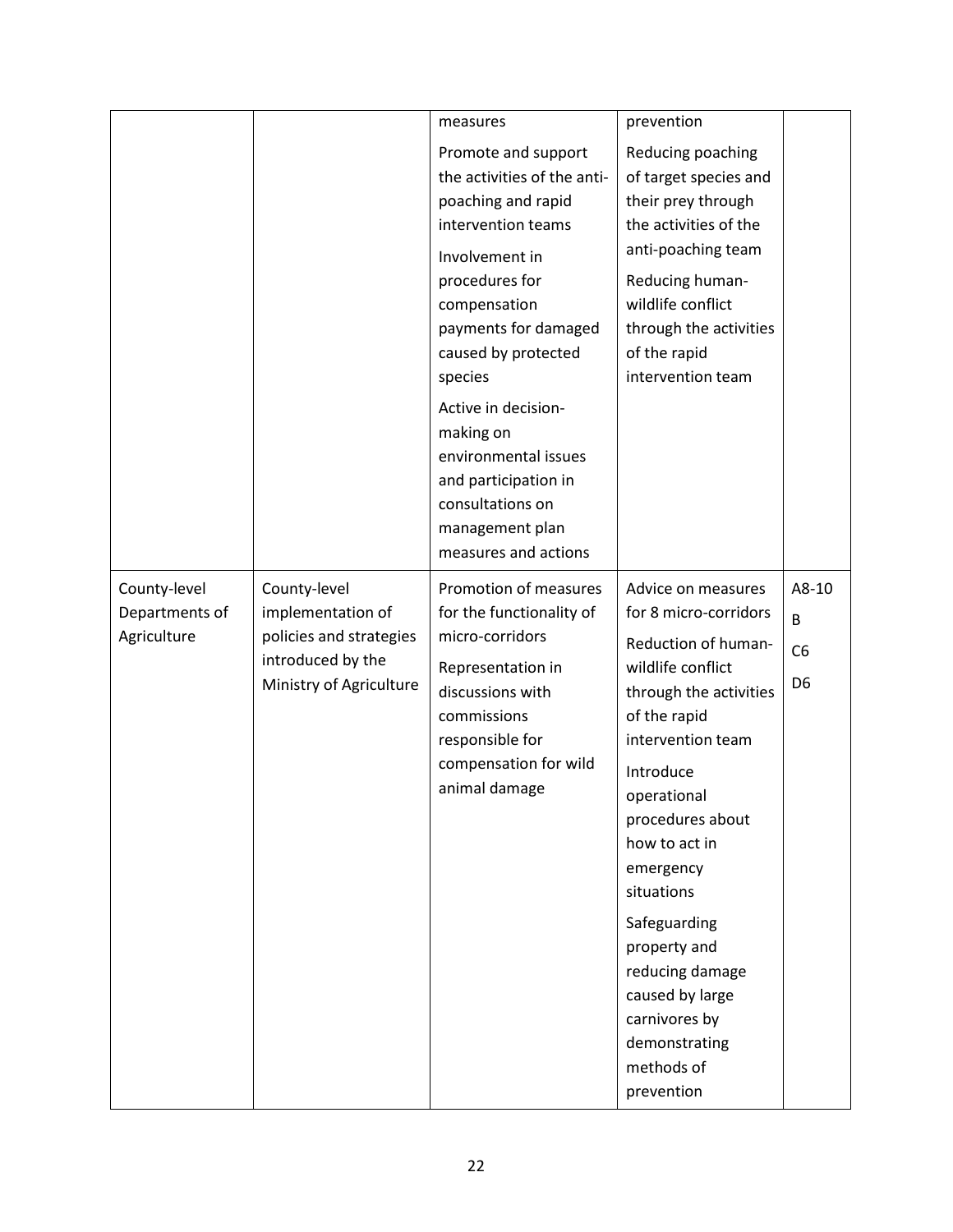|  |  | measures<br><br>Promote and support the activities of the anti-poaching and rapid intervention teams<br><br>Involvement in procedures for compensation payments for damaged caused by protected species<br><br>Active in decision-making on environmental issues and participation in consultations on management plan measures and actions | prevention<br><br>Reducing poaching of target species and their prey through the activities of the anti-poaching team<br><br>Reducing human-wildlife conflict through the activities of the rapid intervention team |  |
|---|---|---|---|---|
| County-level Departments of Agriculture | County-level implementation of policies and strategies introduced by the Ministry of Agriculture | Promotion of measures for the functionality of micro-corridors<br><br>Representation in discussions with commissions responsible for compensation for wild animal damage | Advice on measures for 8 micro-corridors<br><br>Reduction of human-wildlife conflict through the activities of the rapid intervention team<br><br>Introduce operational procedures about how to act in emergency situations<br><br>Safeguarding property and reducing damage caused by large carnivores by demonstrating methods of prevention | A8-10<br>B<br>C6<br>D6 |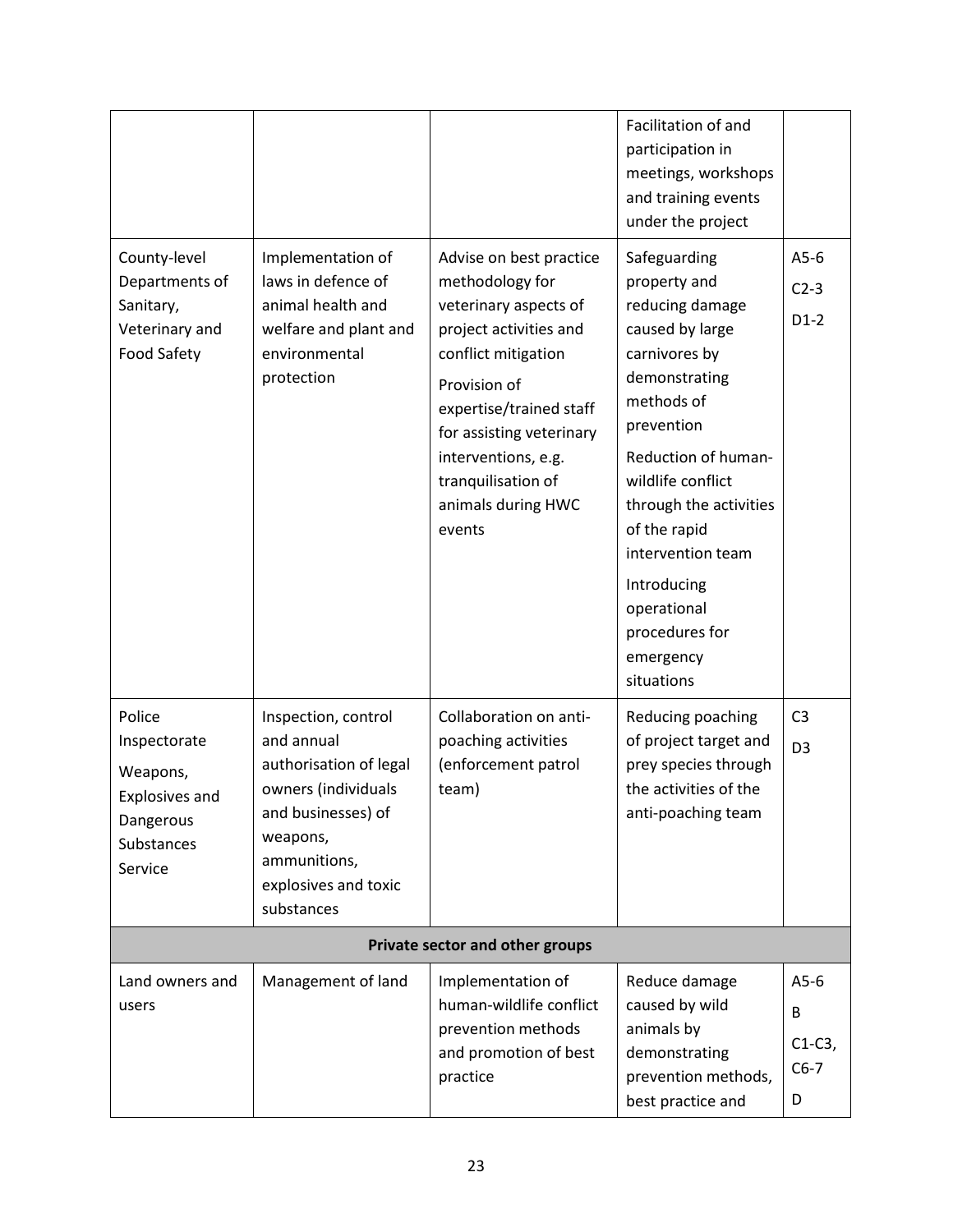| | | | | |
|---|---|---|---|---|
| | | | Facilitation of and participation in meetings, workshops and training events under the project | |
| County-level Departments of Sanitary, Veterinary and Food Safety | Implementation of laws in defence of animal health and welfare and plant and environmental protection | Advise on best practice methodology for veterinary aspects of project activities and conflict mitigation<br>Provision of expertise/trained staff for assisting veterinary interventions, e.g. tranquilisation of animals during HWC events | Safeguarding property and reducing damage caused by large carnivores by demonstrating methods of prevention<br>Reduction of human-wildlife conflict through the activities of the rapid intervention team<br>Introducing operational procedures for emergency situations | A5-6<br>C2-3<br>D1-2 |
| Police Inspectorate<br>Weapons, Explosives and Dangerous Substances Service | Inspection, control and annual authorisation of legal owners (individuals and businesses) of weapons, ammunitions, explosives and toxic substances | Collaboration on anti-poaching activities (enforcement patrol team) | Reducing poaching of project target and prey species through the activities of the anti-poaching team | C3<br>D3 |
| **Private sector and other groups** | | | | |
| Land owners and users | Management of land | Implementation of human-wildlife conflict prevention methods and promotion of best practice | Reduce damage caused by wild animals by demonstrating prevention methods, best practice and | A5-6<br>B<br>C1-C3, C6-7<br>D |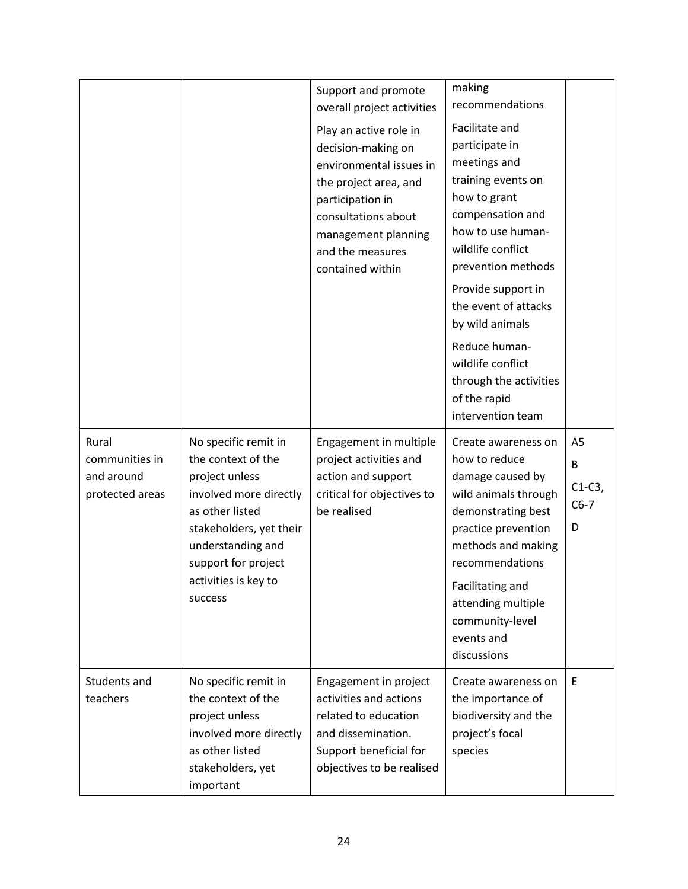| | | | | |
|---|---|---|---|---|
| | | Support and promote overall project activities<br>Play an active role in decision-making on environmental issues in the project area, and participation in consultations about management planning and the measures contained within | making recommendations<br>Facilitate and participate in meetings and training events on how to grant compensation and how to use human-wildlife conflict prevention methods<br>Provide support in the event of attacks by wild animals<br>Reduce human-wildlife conflict through the activities of the rapid intervention team | |
| Rural communities in and around protected areas | No specific remit in the context of the project unless involved more directly as other listed stakeholders, yet their understanding and support for project activities is key to success | Engagement in multiple project activities and action and support critical for objectives to be realised | Create awareness on how to reduce damage caused by wild animals through demonstrating best practice prevention methods and making recommendations<br>Facilitating and attending multiple community-level events and discussions | A5<br>B<br>C1-C3, C6-7<br>D |
| Students and teachers | No specific remit in the context of the project unless involved more directly as other listed stakeholders, yet important | Engagement in project activities and actions related to education and dissemination. Support beneficial for objectives to be realised | Create awareness on the importance of biodiversity and the project's focal species | E |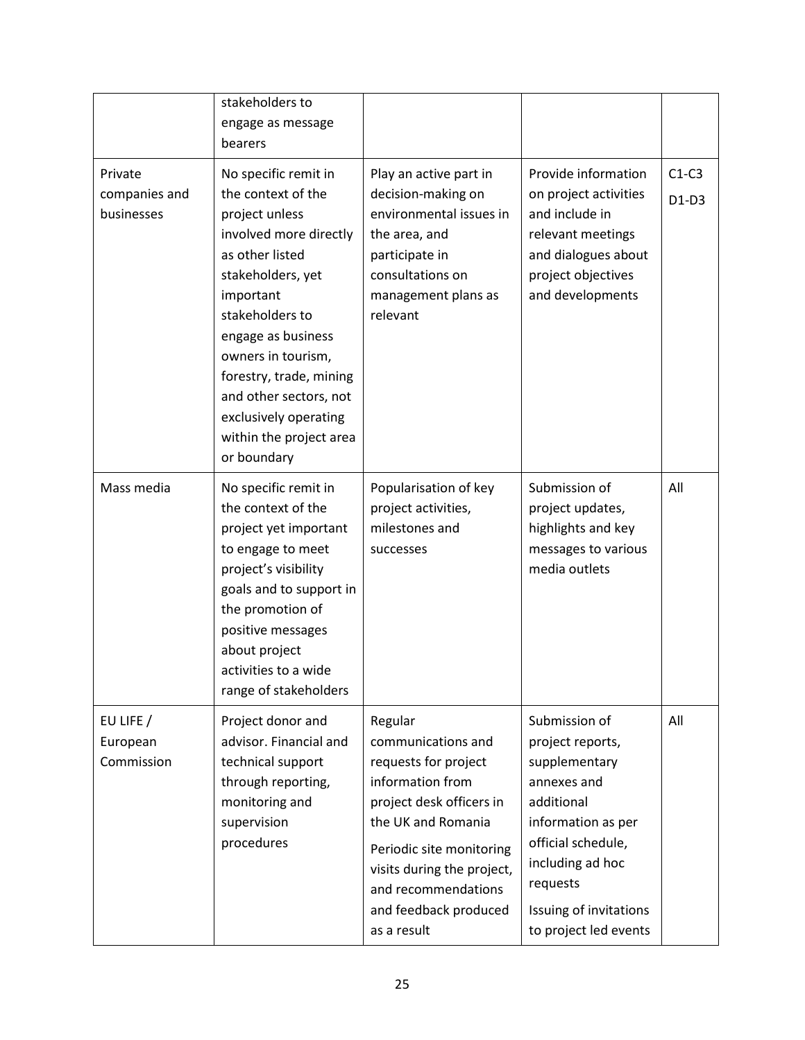|  | stakeholders to engage as message bearers |  |  |  |
| --- | --- | --- | --- | --- |
| Private companies and businesses | No specific remit in the context of the project unless involved more directly as other listed stakeholders, yet important stakeholders to engage as business owners in tourism, forestry, trade, mining and other sectors, not exclusively operating within the project area or boundary | Play an active part in decision-making on environmental issues in the area, and participate in consultations on management plans as relevant | Provide information on project activities and include in relevant meetings and dialogues about project objectives and developments | C1-C3<br>D1-D3 |
| Mass media | No specific remit in the context of the project yet important to engage to meet project's visibility goals and to support in the promotion of positive messages about project activities to a wide range of stakeholders | Popularisation of key project activities, milestones and successes | Submission of project updates, highlights and key messages to various media outlets | All |
| EU LIFE / European Commission | Project donor and advisor. Financial and technical support through reporting, monitoring and supervision procedures | Regular communications and requests for project information from project desk officers in the UK and Romania<br>Periodic site monitoring visits during the project, and recommendations and feedback produced as a result | Submission of project reports, supplementary annexes and additional information as per official schedule, including ad hoc requests<br>Issuing of invitations to project led events | All |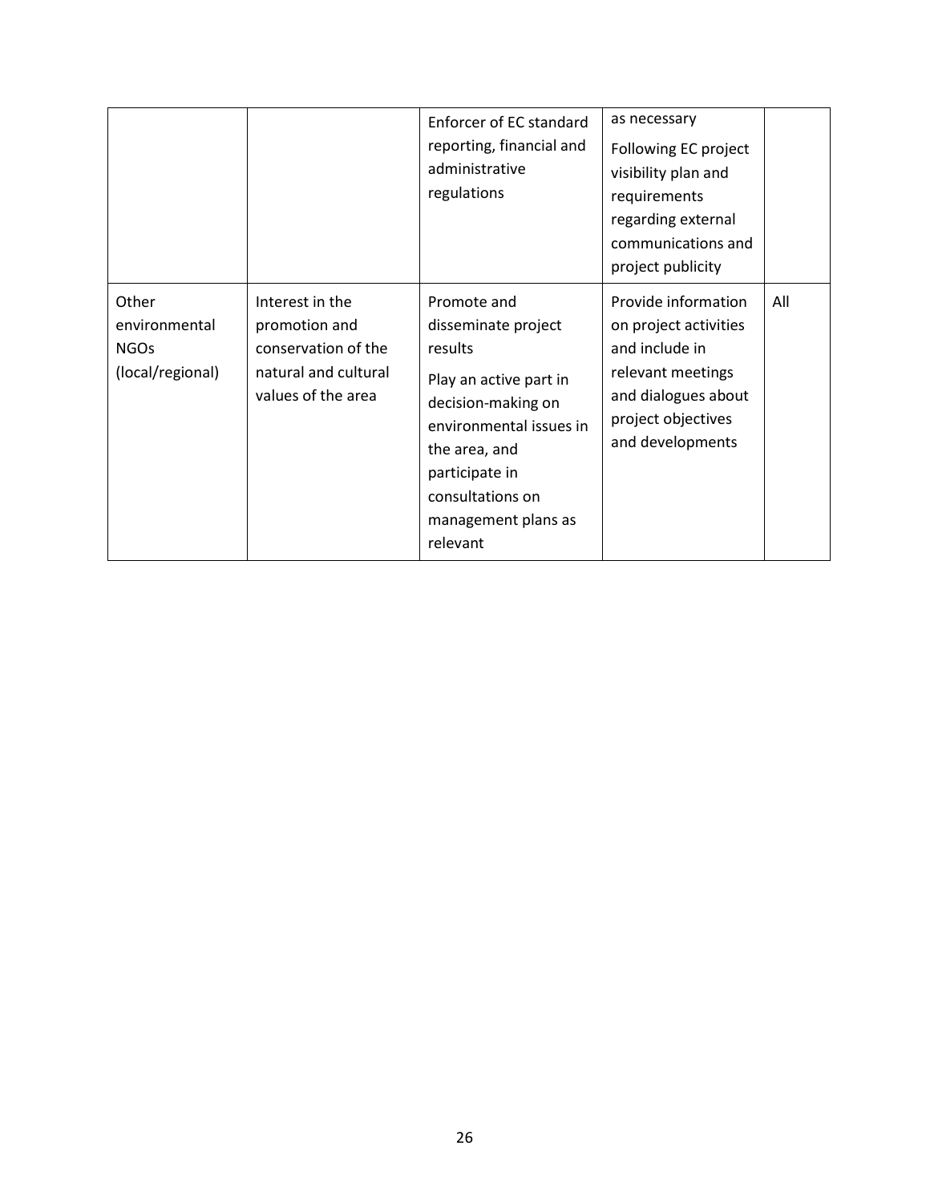| | | | | |
|---|---|---|---|---|
| | | Enforcer of EC standard reporting, financial and administrative regulations | as necessary<br><br>Following EC project visibility plan and requirements regarding external communications and project publicity | |
| Other environmental NGOs (local/regional) | Interest in the promotion and conservation of the natural and cultural values of the area | Promote and disseminate project results<br><br>Play an active part in decision-making on environmental issues in the area, and participate in consultations on management plans as relevant | Provide information on project activities and include in relevant meetings and dialogues about project objectives and developments | All |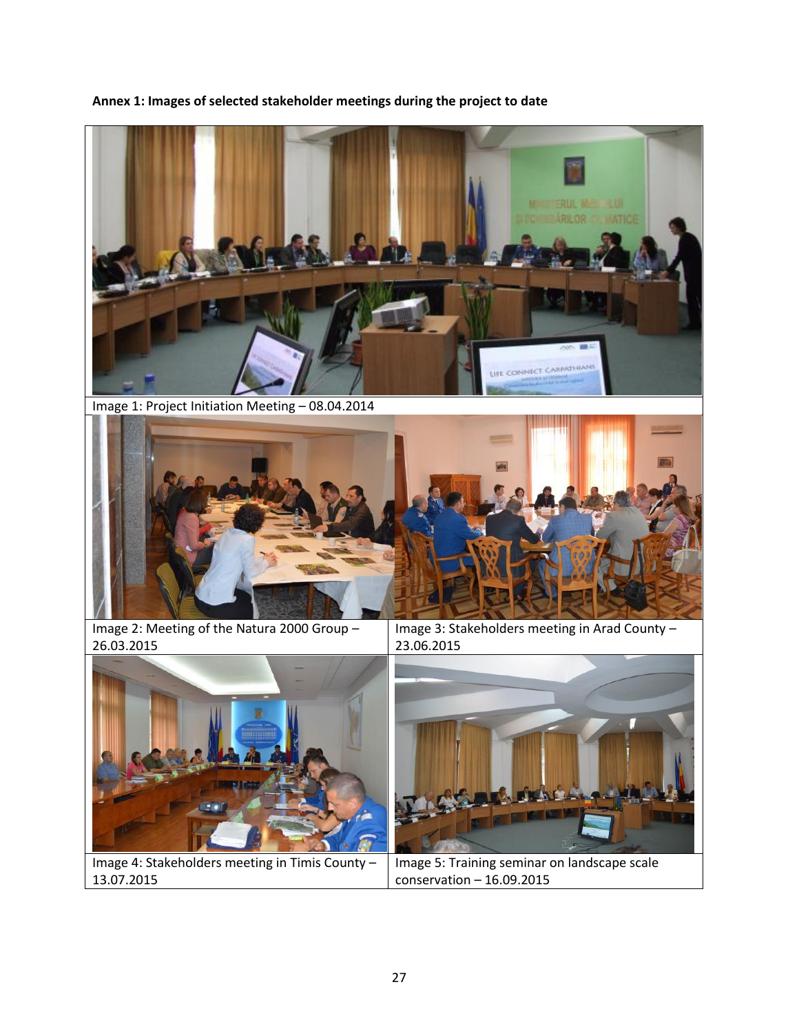**Annex 1: Images of selected stakeholder meetings during the project to date**

Image 1: Project Initiation Meeting – 08.04.2014

Image 2: Meeting of the Natura 2000 Group – 26.03.2015

Image 3: Stakeholders meeting in Arad County – 23.06.2015

Image 4: Stakeholders meeting in Timis County – 13.07.2015

Image 5: Training seminar on landscape scale conservation – 16.09.2015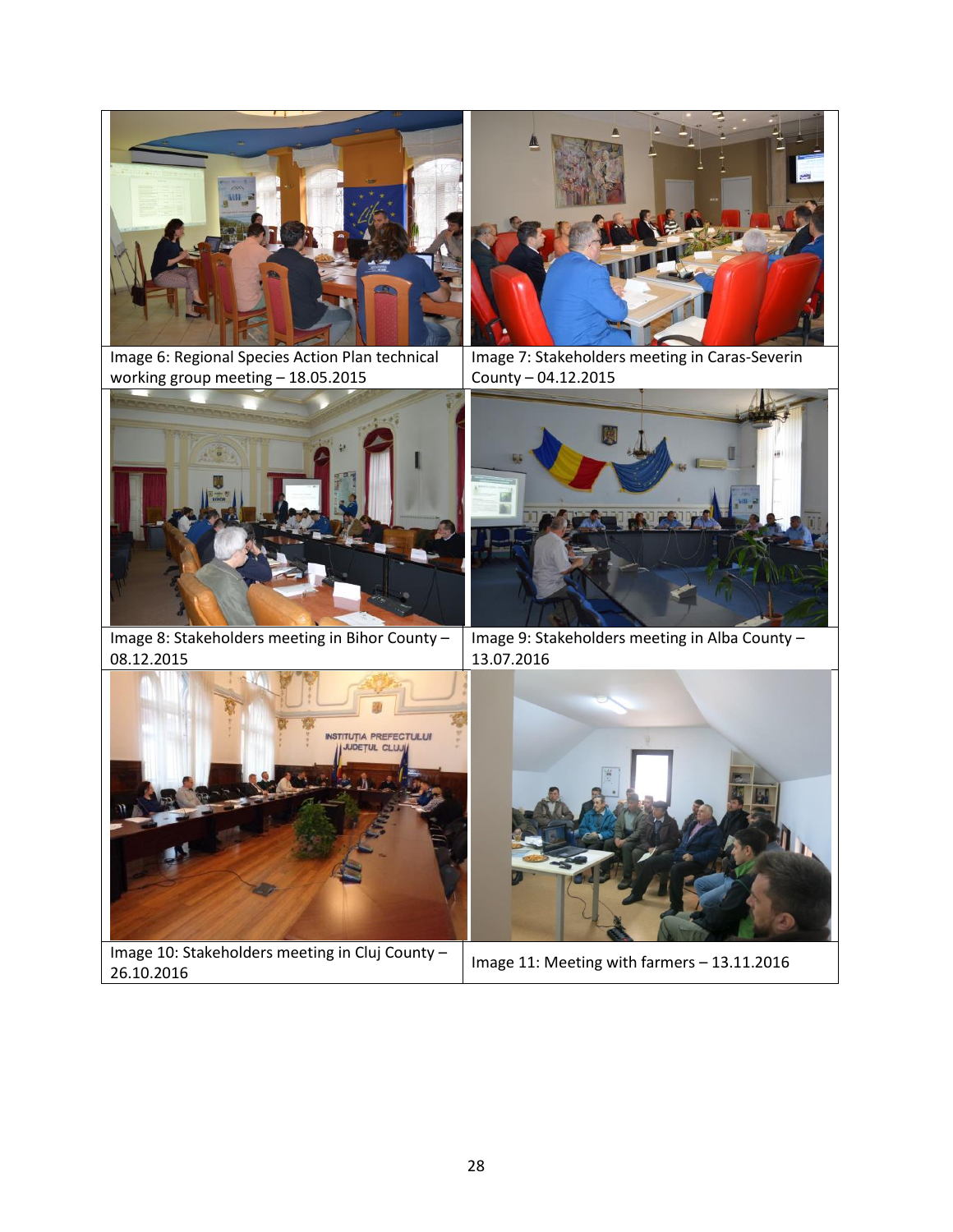Image 6: Regional Species Action Plan technical working group meeting – 18.05.2015

Image 7: Stakeholders meeting in Caras-Severin County – 04.12.2015

Image 8: Stakeholders meeting in Bihor County – 08.12.2015

Image 9: Stakeholders meeting in Alba County – 13.07.2016

Image 10: Stakeholders meeting in Cluj County – 26.10.2016

Image 11: Meeting with farmers – 13.11.2016